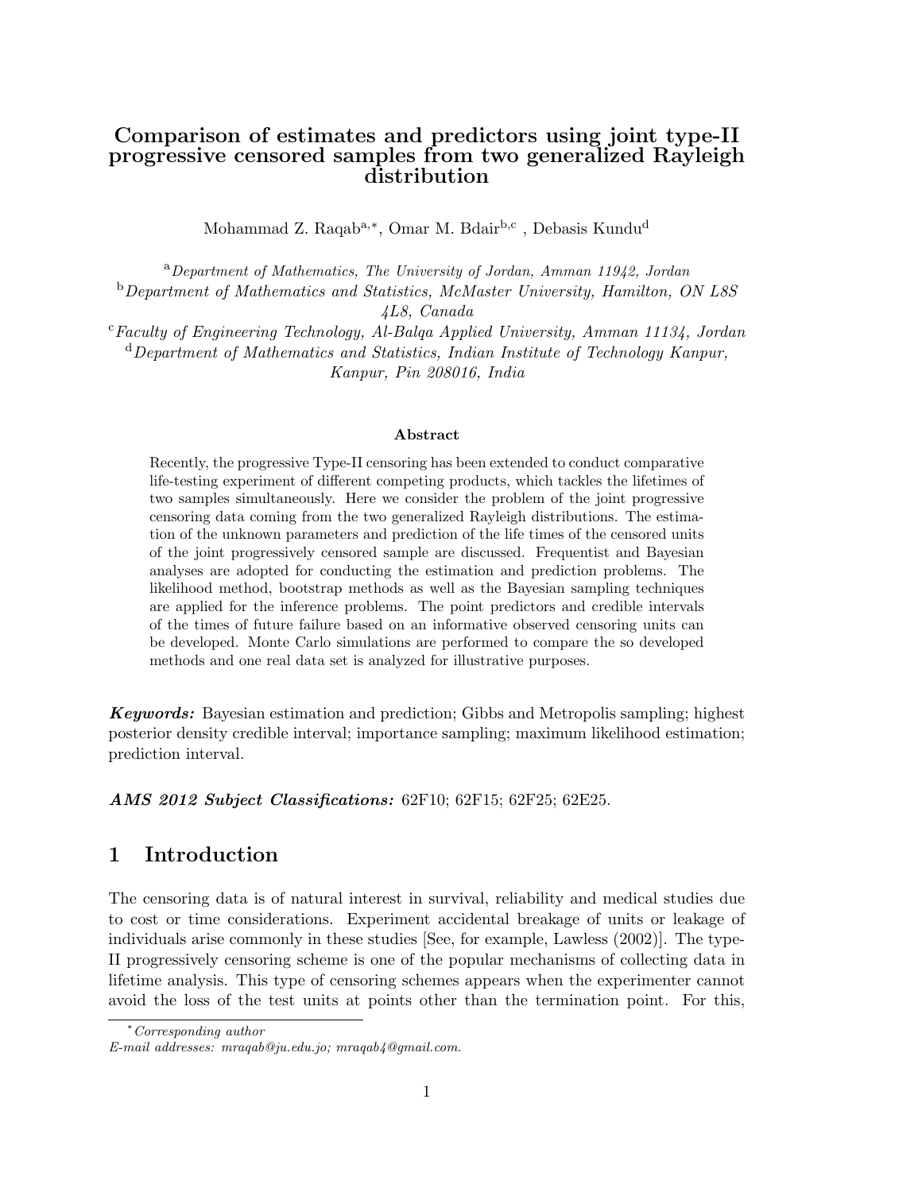# Comparison of estimates and predictors using joint type-II progressive censored samples from two generalized Rayleigh distribution

Mohammad Z. Raqab[a,*], Omar M. Bdair[b,c] , Debasis Kundu[d]

[a] *Department of Mathematics, The University of Jordan, Amman 11942, Jordan*

[b] *Department of Mathematics and Statistics, McMaster University, Hamilton, ON L8S 4L8, Canada*

[c] *Faculty of Engineering Technology, Al-Balqa Applied University, Amman 11134, Jordan*

[d] *Department of Mathematics and Statistics, Indian Institute of Technology Kanpur, Kanpur, Pin 208016, India*

## Abstract

Recently, the progressive Type-II censoring has been extended to conduct comparative life-testing experiment of different competing products, which tackles the lifetimes of two samples simultaneously. Here we consider the problem of the joint progressive censoring data coming from the two generalized Rayleigh distributions. The estimation of the unknown parameters and prediction of the life times of the censored units of the joint progressively censored sample are discussed. Frequentist and Bayesian analyses are adopted for conducting the estimation and prediction problems. The likelihood method, bootstrap methods as well as the Bayesian sampling techniques are applied for the inference problems. The point predictors and credible intervals of the times of future failure based on an informative observed censoring units can be developed. Monte Carlo simulations are performed to compare the so developed methods and one real data set is analyzed for illustrative purposes.

***Keywords:*** Bayesian estimation and prediction; Gibbs and Metropolis sampling; highest posterior density credible interval; importance sampling; maximum likelihood estimation; prediction interval.

***AMS 2012 Subject Classifications:*** 62F10; 62F15; 62F25; 62E25.

## 1 Introduction

The censoring data is of natural interest in survival, reliability and medical studies due to cost or time considerations. Experiment accidental breakage of units or leakage of individuals arise commonly in these studies [See, for example, Lawless (2002)]. The type-II progressively censoring scheme is one of the popular mechanisms of collecting data in lifetime analysis. This type of censoring schemes appears when the experimenter cannot avoid the loss of the test units at points other than the termination point. For this,

*Corresponding author

*E-mail addresses: mraqab@ju.edu.jo; mraqab4@gmail.com.*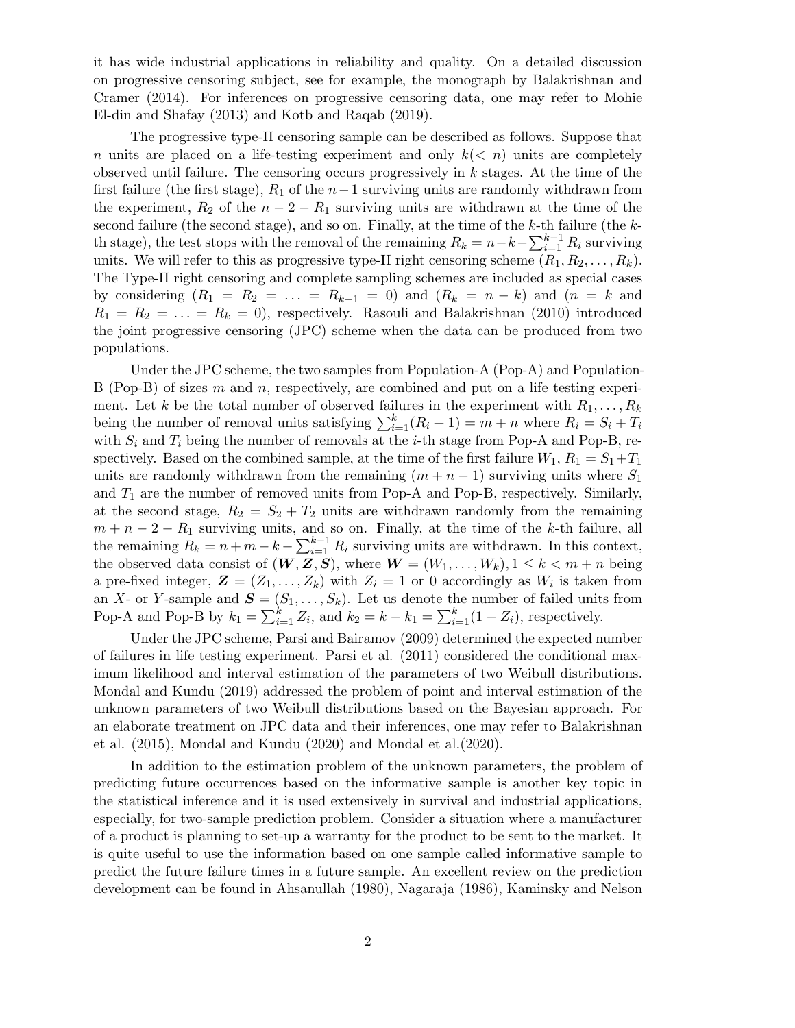it has wide industrial applications in reliability and quality. On a detailed discussion on progressive censoring subject, see for example, the monograph by Balakrishnan and Cramer (2014). For inferences on progressive censoring data, one may refer to Mohie El-din and Shafay (2013) and Kotb and Raqab (2019).

The progressive type-II censoring sample can be described as follows. Suppose that $n$ units are placed on a life-testing experiment and only $k(< n)$ units are completely observed until failure. The censoring occurs progressively in $k$ stages. At the time of the first failure (the first stage), $R_1$ of the $n-1$ surviving units are randomly withdrawn from the experiment, $R_2$ of the $n-2-R_1$ surviving units are withdrawn at the time of the second failure (the second stage), and so on. Finally, at the time of the $k$-th failure (the $k$-th stage), the test stops with the removal of the remaining $R_k = n-k-\sum_{i=1}^{k-1} R_i$ surviving units. We will refer to this as progressive type-II right censoring scheme $(R_1, R_2, \ldots, R_k)$. The Type-II right censoring and complete sampling schemes are included as special cases by considering $(R_1 = R_2 = \ldots = R_{k-1} = 0)$ and $(R_k = n-k)$ and $(n = k$ and $R_1 = R_2 = \ldots = R_k = 0)$, respectively. Rasouli and Balakrishnan (2010) introduced the joint progressive censoring (JPC) scheme when the data can be produced from two populations.

Under the JPC scheme, the two samples from Population-A (Pop-A) and Population-B (Pop-B) of sizes $m$ and $n$, respectively, are combined and put on a life testing experiment. Let $k$ be the total number of observed failures in the experiment with $R_1, \ldots, R_k$ being the number of removal units satisfying $\sum_{i=1}^{k}(R_i + 1) = m + n$ where $R_i = S_i + T_i$ with $S_i$ and $T_i$ being the number of removals at the $i$-th stage from Pop-A and Pop-B, respectively. Based on the combined sample, at the time of the first failure $W_1$, $R_1 = S_1+T_1$ units are randomly withdrawn from the remaining $(m + n - 1)$ surviving units where $S_1$ and $T_1$ are the number of removed units from Pop-A and Pop-B, respectively. Similarly, at the second stage, $R_2 = S_2 + T_2$ units are withdrawn randomly from the remaining $m + n - 2 - R_1$ surviving units, and so on. Finally, at the time of the $k$-th failure, all the remaining $R_k = n + m - k - \sum_{i=1}^{k-1} R_i$ surviving units are withdrawn. In this context, the observed data consist of $(\boldsymbol{W}, \boldsymbol{Z}, \boldsymbol{S})$, where $\boldsymbol{W} = (W_1, \ldots, W_k), 1 \leq k < m + n$ being a pre-fixed integer, $\boldsymbol{Z} = (Z_1, \ldots, Z_k)$ with $Z_i = 1$ or $0$ accordingly as $W_i$ is taken from an $X$- or $Y$-sample and $\boldsymbol{S} = (S_1, \ldots, S_k)$. Let us denote the number of failed units from Pop-A and Pop-B by $k_1 = \sum_{i=1}^{k} Z_i$, and $k_2 = k - k_1 = \sum_{i=1}^{k}(1 - Z_i)$, respectively.

Under the JPC scheme, Parsi and Bairamov (2009) determined the expected number of failures in life testing experiment. Parsi et al. (2011) considered the conditional maximum likelihood and interval estimation of the parameters of two Weibull distributions. Mondal and Kundu (2019) addressed the problem of point and interval estimation of the unknown parameters of two Weibull distributions based on the Bayesian approach. For an elaborate treatment on JPC data and their inferences, one may refer to Balakrishnan et al. (2015), Mondal and Kundu (2020) and Mondal et al.(2020).

In addition to the estimation problem of the unknown parameters, the problem of predicting future occurrences based on the informative sample is another key topic in the statistical inference and it is used extensively in survival and industrial applications, especially, for two-sample prediction problem. Consider a situation where a manufacturer of a product is planning to set-up a warranty for the product to be sent to the market. It is quite useful to use the information based on one sample called informative sample to predict the future failure times in a future sample. An excellent review on the prediction development can be found in Ahsanullah (1980), Nagaraja (1986), Kaminsky and Nelson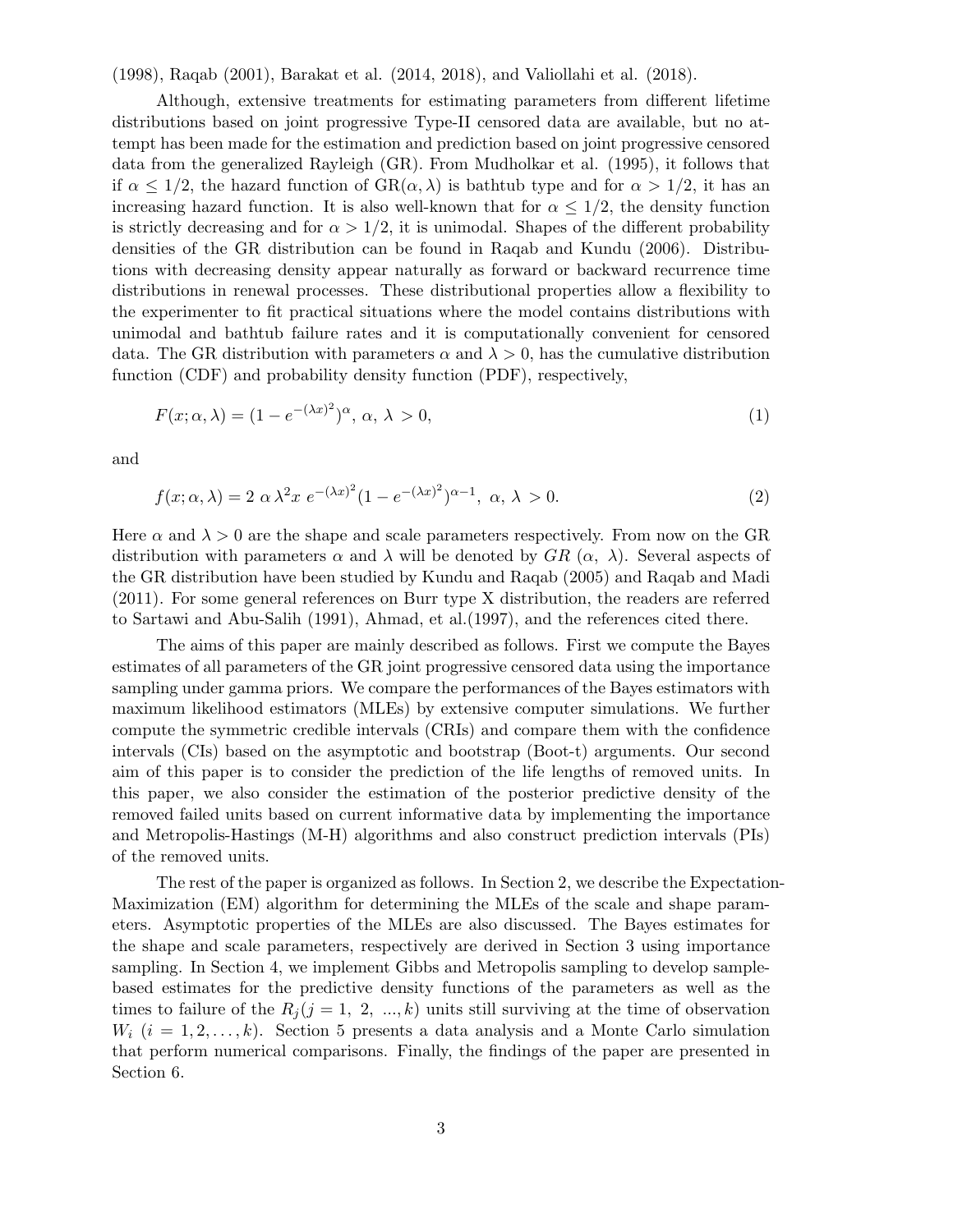(1998), Raqab (2001), Barakat et al. (2014, 2018), and Valiollahi et al. (2018).

Although, extensive treatments for estimating parameters from different lifetime distributions based on joint progressive Type-II censored data are available, but no attempt has been made for the estimation and prediction based on joint progressive censored data from the generalized Rayleigh (GR). From Mudholkar et al. (1995), it follows that if $\alpha \leq 1/2$, the hazard function of $\mathrm{GR}(\alpha, \lambda)$ is bathtub type and for $\alpha > 1/2$, it has an increasing hazard function. It is also well-known that for $\alpha \leq 1/2$, the density function is strictly decreasing and for $\alpha > 1/2$, it is unimodal. Shapes of the different probability densities of the GR distribution can be found in Raqab and Kundu (2006). Distributions with decreasing density appear naturally as forward or backward recurrence time distributions in renewal processes. These distributional properties allow a flexibility to the experimenter to fit practical situations where the model contains distributions with unimodal and bathtub failure rates and it is computationally convenient for censored data. The GR distribution with parameters $\alpha$ and $\lambda > 0$, has the cumulative distribution function (CDF) and probability density function (PDF), respectively,

$$F(x; \alpha, \lambda) = (1 - e^{-(\lambda x)^2})^{\alpha}, \ \alpha, \ \lambda > 0, \tag{1}$$

and

$$f(x; \alpha, \lambda) = 2 \ \alpha \, \lambda^2 x \ e^{-(\lambda x)^2} (1 - e^{-(\lambda x)^2})^{\alpha - 1}, \ \alpha, \ \lambda > 0. \tag{2}$$

Here $\alpha$ and $\lambda > 0$ are the shape and scale parameters respectively. From now on the GR distribution with parameters $\alpha$ and $\lambda$ will be denoted by $GR\ (\alpha, \ \lambda)$. Several aspects of the GR distribution have been studied by Kundu and Raqab (2005) and Raqab and Madi (2011). For some general references on Burr type X distribution, the readers are referred to Sartawi and Abu-Salih (1991), Ahmad, et al.(1997), and the references cited there.

The aims of this paper are mainly described as follows. First we compute the Bayes estimates of all parameters of the GR joint progressive censored data using the importance sampling under gamma priors. We compare the performances of the Bayes estimators with maximum likelihood estimators (MLEs) by extensive computer simulations. We further compute the symmetric credible intervals (CRIs) and compare them with the confidence intervals (CIs) based on the asymptotic and bootstrap (Boot-t) arguments. Our second aim of this paper is to consider the prediction of the life lengths of removed units. In this paper, we also consider the estimation of the posterior predictive density of the removed failed units based on current informative data by implementing the importance and Metropolis-Hastings (M-H) algorithms and also construct prediction intervals (PIs) of the removed units.

The rest of the paper is organized as follows. In Section 2, we describe the Expectation-Maximization (EM) algorithm for determining the MLEs of the scale and shape parameters. Asymptotic properties of the MLEs are also discussed. The Bayes estimates for the shape and scale parameters, respectively are derived in Section 3 using importance sampling. In Section 4, we implement Gibbs and Metropolis sampling to develop sample-based estimates for the predictive density functions of the parameters as well as the times to failure of the $R_j (j = 1, \ 2, \ ..., k)$ units still surviving at the time of observation $W_i \ (i = 1, 2, \ldots, k)$. Section 5 presents a data analysis and a Monte Carlo simulation that perform numerical comparisons. Finally, the findings of the paper are presented in Section 6.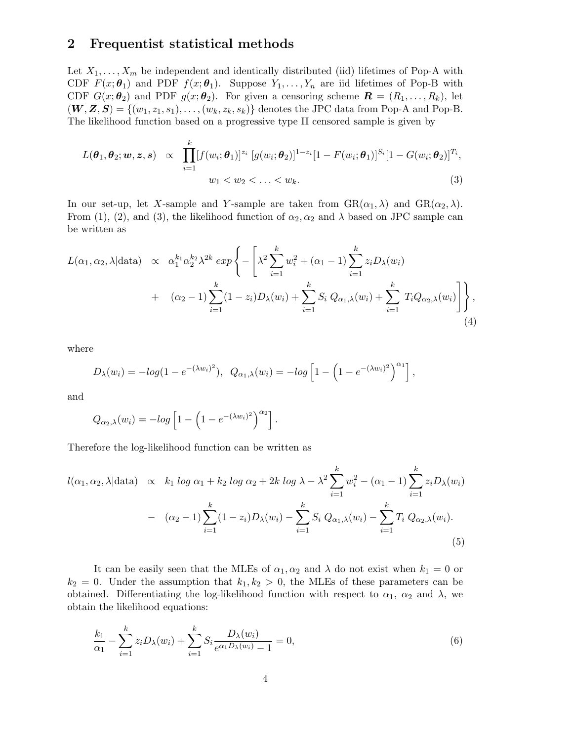## 2 Frequentist statistical methods

Let $X_1, \ldots, X_m$ be independent and identically distributed (iid) lifetimes of Pop-A with CDF $F(x; \boldsymbol{\theta}_1)$ and PDF $f(x; \boldsymbol{\theta}_1)$. Suppose $Y_1, \ldots, Y_n$ are iid lifetimes of Pop-B with CDF $G(x; \boldsymbol{\theta}_2)$ and PDF $g(x; \boldsymbol{\theta}_2)$. For given a censoring scheme $\boldsymbol{R} = (R_1, \ldots, R_k)$, let $(\boldsymbol{W}, \boldsymbol{Z}, \boldsymbol{S}) = \{(w_1, z_1, s_1), \ldots, (w_k, z_k, s_k)\}$ denotes the JPC data from Pop-A and Pop-B. The likelihood function based on a progressive type II censored sample is given by

$$L(\boldsymbol{\theta}_1, \boldsymbol{\theta}_2; \boldsymbol{w}, \boldsymbol{z}, \boldsymbol{s}) \propto \prod_{i=1}^{k} [f(w_i; \boldsymbol{\theta}_1)]^{z_i} \, [g(w_i; \boldsymbol{\theta}_2)]^{1-z_i} [1 - F(w_i; \boldsymbol{\theta}_1)]^{S_i} [1 - G(w_i; \boldsymbol{\theta}_2)]^{T_i},$$
$$w_1 < w_2 < \ldots < w_k. \tag{3}$$

In our set-up, let $X$-sample and $Y$-sample are taken from $\text{GR}(\alpha_1, \lambda)$ and $\text{GR}(\alpha_2, \lambda)$. From (1), (2), and (3), the likelihood function of $\alpha_2, \alpha_2$ and $\lambda$ based on JPC sample can be written as

$$\begin{aligned} L(\alpha_1, \alpha_2, \lambda|\text{data}) \propto \; & \alpha_1^{k_1} \alpha_2^{k_2} \lambda^{2k} \, exp\Bigg\{ - \Bigg[ \lambda^2 \sum_{i=1}^{k} w_i^2 + (\alpha_1 - 1) \sum_{i=1}^{k} z_i D_\lambda(w_i) \\ & + \; (\alpha_2 - 1) \sum_{i=1}^{k} (1 - z_i) D_\lambda(w_i) + \sum_{i=1}^{k} S_i \; Q_{\alpha_1,\lambda}(w_i) + \sum_{i=1}^{k} \; T_i Q_{\alpha_2,\lambda}(w_i) \Bigg] \Bigg\}, \end{aligned} \tag{4}$$

where

$$D_\lambda(w_i) = -log(1 - e^{-(\lambda w_i)^2}), \;\; Q_{\alpha_1,\lambda}(w_i) = -log\left[1 - \left(1 - e^{-(\lambda w_i)^2}\right)^{\alpha_1}\right],$$

and

$$Q_{\alpha_2,\lambda}(w_i) = -log\left[1 - \left(1 - e^{-(\lambda w_i)^2}\right)^{\alpha_2}\right].$$

Therefore the log-likelihood function can be written as

$$\begin{aligned} l(\alpha_1, \alpha_2, \lambda|\text{data}) \propto \; & k_1 \; log \; \alpha_1 + k_2 \; log \; \alpha_2 + 2k \; log \; \lambda - \lambda^2 \sum_{i=1}^{k} w_i^2 - (\alpha_1 - 1) \sum_{i=1}^{k} z_i D_\lambda(w_i) \\ & - \; (\alpha_2 - 1) \sum_{i=1}^{k} (1 - z_i) D_\lambda(w_i) - \sum_{i=1}^{k} S_i \; Q_{\alpha_1,\lambda}(w_i) - \sum_{i=1}^{k} T_i \; Q_{\alpha_2,\lambda}(w_i). \end{aligned} \tag{5}$$

It can be easily seen that the MLEs of $\alpha_1, \alpha_2$ and $\lambda$ do not exist when $k_1 = 0$ or $k_2 = 0$. Under the assumption that $k_1, k_2 > 0$, the MLEs of these parameters can be obtained. Differentiating the log-likelihood function with respect to $\alpha_1$, $\alpha_2$ and $\lambda$, we obtain the likelihood equations:

$$\frac{k_1}{\alpha_1} - \sum_{i=1}^{k} z_i D_\lambda(w_i) + \sum_{i=1}^{k} S_i \frac{D_\lambda(w_i)}{e^{\alpha_1 D_\lambda(w_i)} - 1} = 0, \tag{6}$$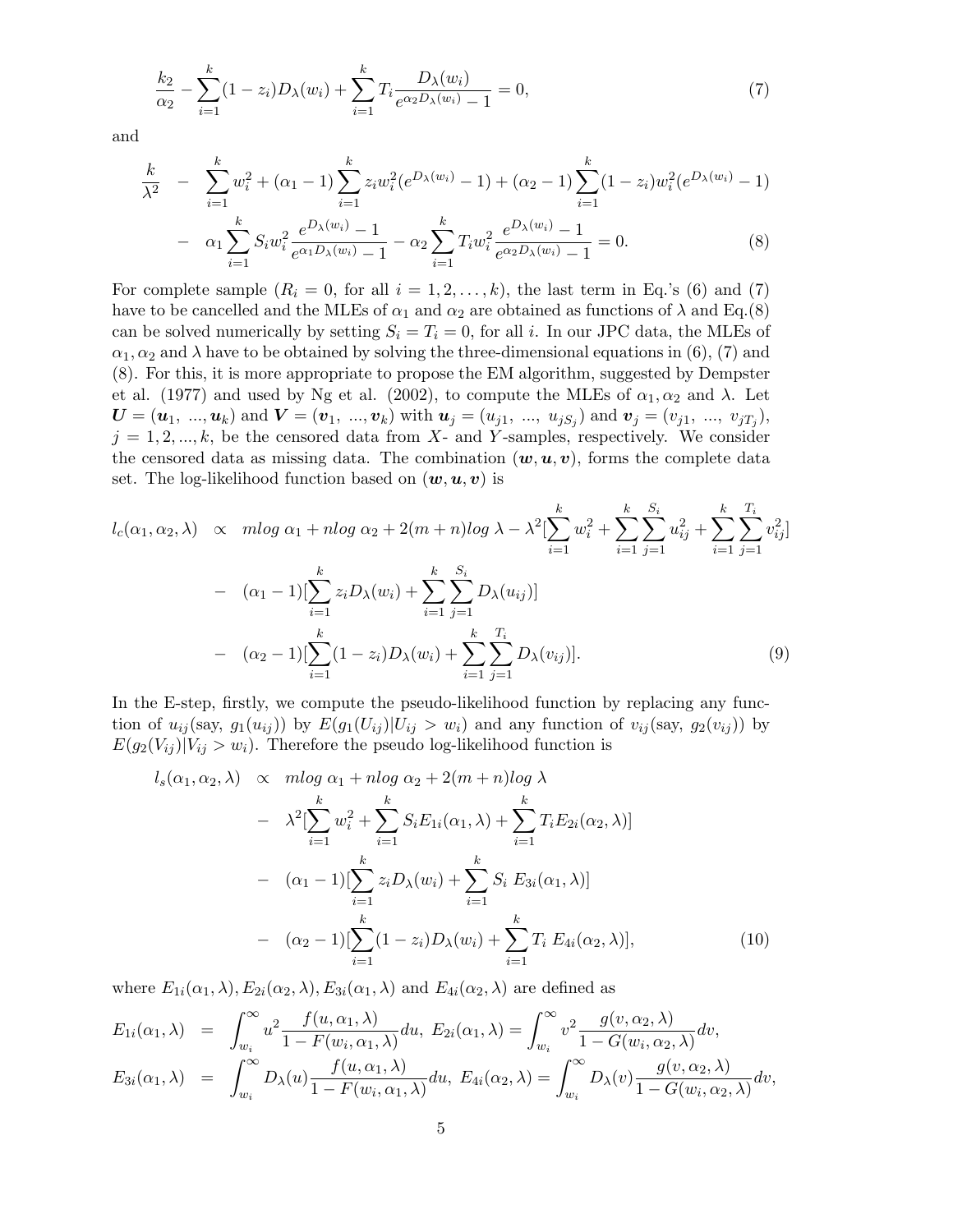$$\frac{k_2}{\alpha_2} - \sum_{i=1}^{k}(1-z_i)D_\lambda(w_i) + \sum_{i=1}^{k} T_i \frac{D_\lambda(w_i)}{e^{\alpha_2 D_\lambda(w_i)} - 1} = 0, \tag{7}$$

and

$$\begin{aligned}
\frac{k}{\lambda^2} \quad &- \quad \sum_{i=1}^{k} w_i^2 + (\alpha_1 - 1)\sum_{i=1}^{k} z_i w_i^2 (e^{D_\lambda(w_i)} - 1) + (\alpha_2 - 1)\sum_{i=1}^{k}(1-z_i) w_i^2 (e^{D_\lambda(w_i)} - 1) \\
&- \quad \alpha_1 \sum_{i=1}^{k} S_i w_i^2 \frac{e^{D_\lambda(w_i)} - 1}{e^{\alpha_1 D_\lambda(w_i)} - 1} - \alpha_2 \sum_{i=1}^{k} T_i w_i^2 \frac{e^{D_\lambda(w_i)} - 1}{e^{\alpha_2 D_\lambda(w_i)} - 1} = 0.
\end{aligned} \tag{8}$$

For complete sample ($R_i = 0$, for all $i = 1, 2, \ldots, k$), the last term in Eq.'s (6) and (7) have to be cancelled and the MLEs of $\alpha_1$ and $\alpha_2$ are obtained as functions of $\lambda$ and Eq.(8) can be solved numerically by setting $S_i = T_i = 0$, for all $i$. In our JPC data, the MLEs of $\alpha_1, \alpha_2$ and $\lambda$ have to be obtained by solving the three-dimensional equations in (6), (7) and (8). For this, it is more appropriate to propose the EM algorithm, suggested by Dempster et al. (1977) and used by Ng et al. (2002), to compute the MLEs of $\alpha_1, \alpha_2$ and $\lambda$. Let $\boldsymbol{U} = (\boldsymbol{u}_1, \ ..., \boldsymbol{u}_k)$ and $\boldsymbol{V} = (\boldsymbol{v}_1, \ ..., \boldsymbol{v}_k)$ with $\boldsymbol{u}_j = (u_{j1}, \ ..., \ u_{jS_j})$ and $\boldsymbol{v}_j = (v_{j1}, \ ..., \ v_{jT_j})$, $j = 1, 2, ..., k$, be the censored data from $X$- and $Y$-samples, respectively. We consider the censored data as missing data. The combination $(\boldsymbol{w}, \boldsymbol{u}, \boldsymbol{v})$, forms the complete data set. The log-likelihood function based on $(\boldsymbol{w}, \boldsymbol{u}, \boldsymbol{v})$ is

$$\begin{aligned}
l_c(\alpha_1, \alpha_2, \lambda) \quad &\propto \quad m\log\, \alpha_1 + n\log\, \alpha_2 + 2(m+n)\log\, \lambda - \lambda^2 [\sum_{i=1}^{k} w_i^2 + \sum_{i=1}^{k}\sum_{j=1}^{S_i} u_{ij}^2 + \sum_{i=1}^{k}\sum_{j=1}^{T_i} v_{ij}^2] \\
&- \quad (\alpha_1 - 1)[\sum_{i=1}^{k} z_i D_\lambda(w_i) + \sum_{i=1}^{k}\sum_{j=1}^{S_i} D_\lambda(u_{ij})] \\
&- \quad (\alpha_2 - 1)[\sum_{i=1}^{k}(1-z_i) D_\lambda(w_i) + \sum_{i=1}^{k}\sum_{j=1}^{T_i} D_\lambda(v_{ij})].
\end{aligned} \tag{9}$$

In the E-step, firstly, we compute the pseudo-likelihood function by replacing any function of $u_{ij}$(say, $g_1(u_{ij})$) by $E(g_1(U_{ij})|U_{ij} > w_i)$ and any function of $v_{ij}$(say, $g_2(v_{ij})$) by $E(g_2(V_{ij})|V_{ij} > w_i)$. Therefore the pseudo log-likelihood function is

$$\begin{aligned}
l_s(\alpha_1, \alpha_2, \lambda) \quad &\propto \quad m\log\, \alpha_1 + n\log\, \alpha_2 + 2(m+n)\log\, \lambda \\
&- \quad \lambda^2 [\sum_{i=1}^{k} w_i^2 + \sum_{i=1}^{k} S_i E_{1i}(\alpha_1, \lambda) + \sum_{i=1}^{k} T_i E_{2i}(\alpha_2, \lambda)] \\
&- \quad (\alpha_1 - 1)[\sum_{i=1}^{k} z_i D_\lambda(w_i) + \sum_{i=1}^{k} S_i \ E_{3i}(\alpha_1, \lambda)] \\
&- \quad (\alpha_2 - 1)[\sum_{i=1}^{k}(1-z_i) D_\lambda(w_i) + \sum_{i=1}^{k} T_i \ E_{4i}(\alpha_2, \lambda)],
\end{aligned} \tag{10}$$

where $E_{1i}(\alpha_1, \lambda), E_{2i}(\alpha_2, \lambda), E_{3i}(\alpha_1, \lambda)$ and $E_{4i}(\alpha_2, \lambda)$ are defined as

$$\begin{aligned}
E_{1i}(\alpha_1, \lambda) \quad &= \quad \int_{w_i}^{\infty} u^2 \frac{f(u, \alpha_1, \lambda)}{1 - F(w_i, \alpha_1, \lambda)} du, \ E_{2i}(\alpha_1, \lambda) = \int_{w_i}^{\infty} v^2 \frac{g(v, \alpha_2, \lambda)}{1 - G(w_i, \alpha_2, \lambda)} dv, \\
E_{3i}(\alpha_1, \lambda) \quad &= \quad \int_{w_i}^{\infty} D_\lambda(u) \frac{f(u, \alpha_1, \lambda)}{1 - F(w_i, \alpha_1, \lambda)} du, \ E_{4i}(\alpha_2, \lambda) = \int_{w_i}^{\infty} D_\lambda(v) \frac{g(v, \alpha_2, \lambda)}{1 - G(w_i, \alpha_2, \lambda)} dv,
\end{aligned}$$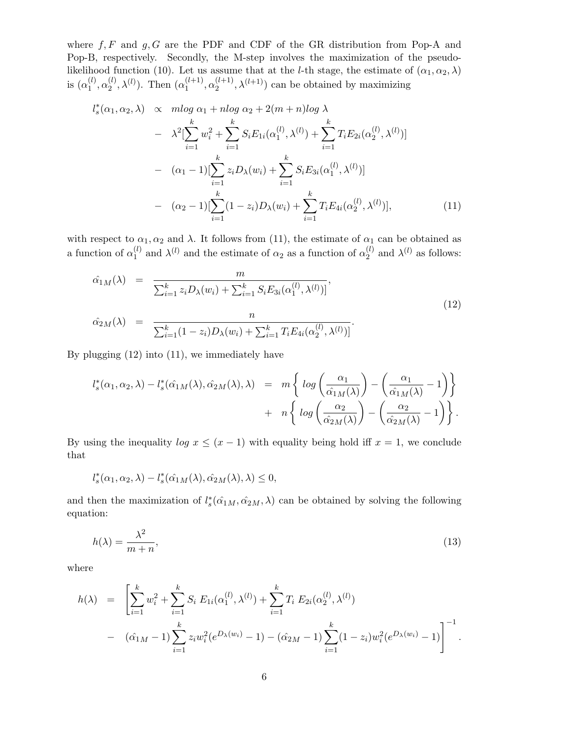where $f, F$ and $g, G$ are the PDF and CDF of the GR distribution from Pop-A and Pop-B, respectively. Secondly, the M-step involves the maximization of the pseudo-likelihood function (10). Let us assume that at the $l$-th stage, the estimate of $(\alpha_1, \alpha_2, \lambda)$ is $(\alpha_1^{(l)}, \alpha_2^{(l)}, \lambda^{(l)})$. Then $(\alpha_1^{(l+1)}, \alpha_2^{(l+1)}, \lambda^{(l+1)})$ can be obtained by maximizing

$$
\begin{aligned}
l_s^*(\alpha_1, \alpha_2, \lambda) \;\propto\;& m log\ \alpha_1 + n log\ \alpha_2 + 2(m+n) log\ \lambda \\
&- \lambda^2 \Big[\sum_{i=1}^{k} w_i^2 + \sum_{i=1}^{k} S_i E_{1i}(\alpha_1^{(l)}, \lambda^{(l)}) + \sum_{i=1}^{k} T_i E_{2i}(\alpha_2^{(l)}, \lambda^{(l)})\Big] \\
&- (\alpha_1 - 1)\Big[\sum_{i=1}^{k} z_i D_\lambda(w_i) + \sum_{i=1}^{k} S_i E_{3i}(\alpha_1^{(l)}, \lambda^{(l)})\Big] \\
&- (\alpha_2 - 1)\Big[\sum_{i=1}^{k} (1 - z_i) D_\lambda(w_i) + \sum_{i=1}^{k} T_i E_{4i}(\alpha_2^{(l)}, \lambda^{(l)})\Big], \qquad (11)
\end{aligned}
$$

with respect to $\alpha_1, \alpha_2$ and $\lambda$. It follows from (11), the estimate of $\alpha_1$ can be obtained as a function of $\alpha_1^{(l)}$ and $\lambda^{(l)}$ and the estimate of $\alpha_2$ as a function of $\alpha_2^{(l)}$ and $\lambda^{(l)}$ as follows:

$$
\begin{aligned}
\hat{\alpha}_{1M}(\lambda) &= \frac{m}{\sum_{i=1}^{k} z_i D_\lambda(w_i) + \sum_{i=1}^{k} S_i E_{3i}(\alpha_1^{(l)}, \lambda^{(l)})]}, \\
\hat{\alpha}_{2M}(\lambda) &= \frac{n}{\sum_{i=1}^{k} (1 - z_i) D_\lambda(w_i) + \sum_{i=1}^{k} T_i E_{4i}(\alpha_2^{(l)}, \lambda^{(l)})]}.
\end{aligned} \qquad (12)
$$

By plugging (12) into (11), we immediately have

$$
\begin{aligned}
l_s^*(\alpha_1, \alpha_2, \lambda) - l_s^*(\hat{\alpha}_{1M}(\lambda), \hat{\alpha}_{2M}(\lambda), \lambda) &= m \left\{ log \left( \frac{\alpha_1}{\hat{\alpha}_{1M}(\lambda)} \right) - \left( \frac{\alpha_1}{\hat{\alpha}_{1M}(\lambda)} - 1 \right) \right\} \\
&+ n \left\{ log \left( \frac{\alpha_2}{\hat{\alpha}_{2M}(\lambda)} \right) - \left( \frac{\alpha_2}{\hat{\alpha}_{2M}(\lambda)} - 1 \right) \right\}.
\end{aligned}
$$

By using the inequality $log\ x \le (x - 1)$ with equality being hold iff $x = 1$, we conclude that

$$
l_s^*(\alpha_1, \alpha_2, \lambda) - l_s^*(\hat{\alpha}_{1M}(\lambda), \hat{\alpha}_{2M}(\lambda), \lambda) \le 0,
$$

and then the maximization of $l_s^*(\hat{\alpha}_{1M}, \hat{\alpha}_{2M}, \lambda)$ can be obtained by solving the following equation:

$$
h(\lambda) = \frac{\lambda^2}{m+n}, \qquad (13)
$$

where

$$
\begin{aligned}
h(\lambda) = \Bigg[& \sum_{i=1}^{k} w_i^2 + \sum_{i=1}^{k} S_i\ E_{1i}(\alpha_1^{(l)}, \lambda^{(l)}) + \sum_{i=1}^{k} T_i\ E_{2i}(\alpha_2^{(l)}, \lambda^{(l)}) \\
&- (\hat{\alpha}_{1M} - 1) \sum_{i=1}^{k} z_i w_i^2 (e^{D_\lambda(w_i)} - 1) - (\hat{\alpha}_{2M} - 1) \sum_{i=1}^{k} (1 - z_i) w_i^2 (e^{D_\lambda(w_i)} - 1) \Bigg]^{-1}.
\end{aligned}
$$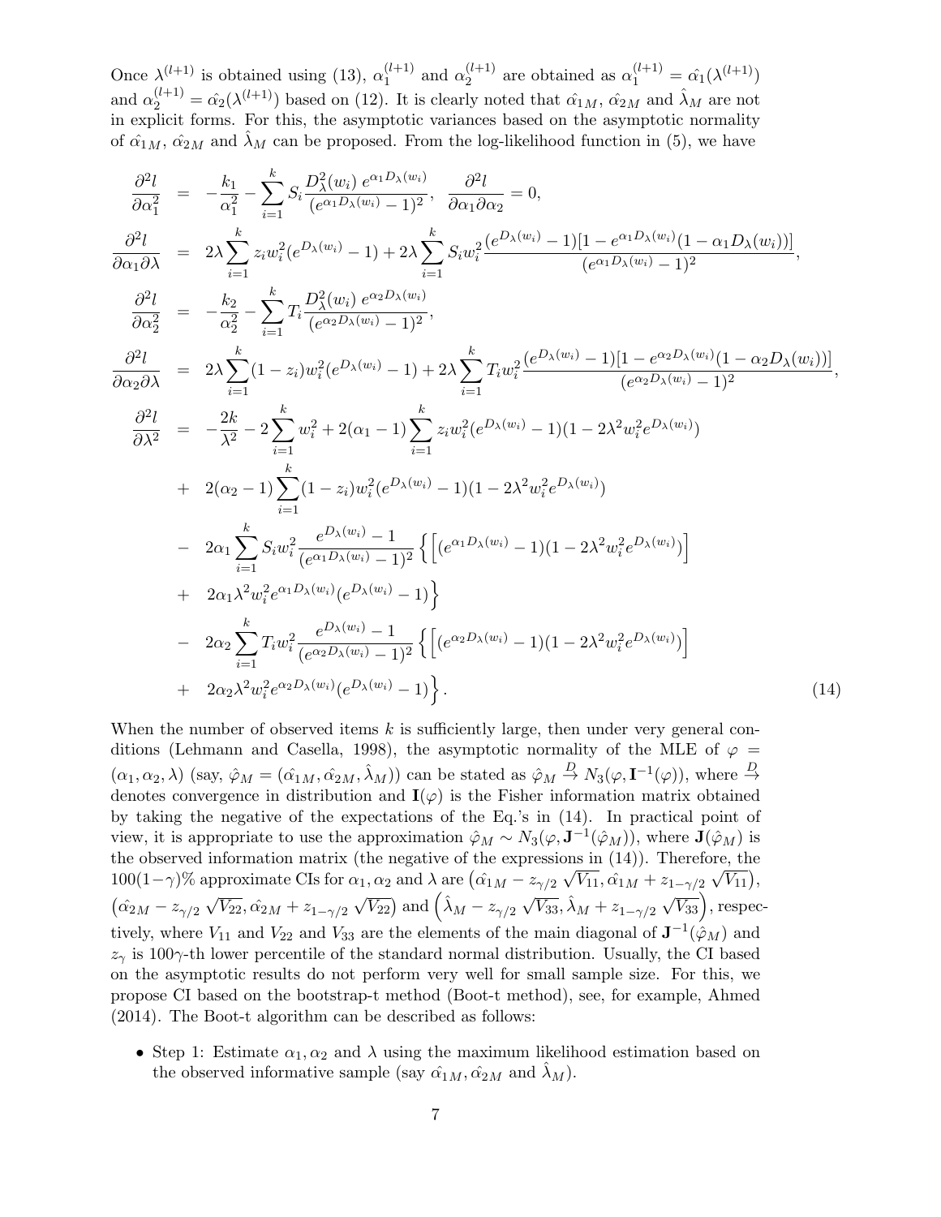Once $\lambda^{(l+1)}$ is obtained using (13), $\alpha_1^{(l+1)}$ and $\alpha_2^{(l+1)}$ are obtained as $\alpha_1^{(l+1)} = \hat{\alpha_1}(\lambda^{(l+1)})$ and $\alpha_2^{(l+1)} = \hat{\alpha_2}(\lambda^{(l+1)})$ based on (12). It is clearly noted that $\hat{\alpha}_{1M}$, $\hat{\alpha}_{2M}$ and $\hat{\lambda}_M$ are not in explicit forms. For this, the asymptotic variances based on the asymptotic normality of $\hat{\alpha}_{1M}$, $\hat{\alpha}_{2M}$ and $\hat{\lambda}_M$ can be proposed. From the log-likelihood function in (5), we have

$$
\begin{aligned}
\frac{\partial^2 l}{\partial \alpha_1^2} &= -\frac{k_1}{\alpha_1^2} - \sum_{i=1}^{k} S_i \frac{D_\lambda^2(w_i)\, e^{\alpha_1 D_\lambda(w_i)}}{(e^{\alpha_1 D_\lambda(w_i)} - 1)^2}, \quad \frac{\partial^2 l}{\partial \alpha_1 \partial \alpha_2} = 0, \\
\frac{\partial^2 l}{\partial \alpha_1 \partial \lambda} &= 2\lambda \sum_{i=1}^{k} z_i w_i^2 (e^{D_\lambda(w_i)} - 1) + 2\lambda \sum_{i=1}^{k} S_i w_i^2 \frac{(e^{D_\lambda(w_i)} - 1)[1 - e^{\alpha_1 D_\lambda(w_i)}(1 - \alpha_1 D_\lambda(w_i))]}{(e^{\alpha_1 D_\lambda(w_i)} - 1)^2}, \\
\frac{\partial^2 l}{\partial \alpha_2^2} &= -\frac{k_2}{\alpha_2^2} - \sum_{i=1}^{k} T_i \frac{D_\lambda^2(w_i)\, e^{\alpha_2 D_\lambda(w_i)}}{(e^{\alpha_2 D_\lambda(w_i)} - 1)^2}, \\
\frac{\partial^2 l}{\partial \alpha_2 \partial \lambda} &= 2\lambda \sum_{i=1}^{k} (1 - z_i) w_i^2 (e^{D_\lambda(w_i)} - 1) + 2\lambda \sum_{i=1}^{k} T_i w_i^2 \frac{(e^{D_\lambda(w_i)} - 1)[1 - e^{\alpha_2 D_\lambda(w_i)}(1 - \alpha_2 D_\lambda(w_i))]}{(e^{\alpha_2 D_\lambda(w_i)} - 1)^2}, \\
\frac{\partial^2 l}{\partial \lambda^2} &= -\frac{2k}{\lambda^2} - 2\sum_{i=1}^{k} w_i^2 + 2(\alpha_1 - 1)\sum_{i=1}^{k} z_i w_i^2 (e^{D_\lambda(w_i)} - 1)(1 - 2\lambda^2 w_i^2 e^{D_\lambda(w_i)}) \\
&+ 2(\alpha_2 - 1)\sum_{i=1}^{k} (1 - z_i) w_i^2 (e^{D_\lambda(w_i)} - 1)(1 - 2\lambda^2 w_i^2 e^{D_\lambda(w_i)}) \\
&- 2\alpha_1 \sum_{i=1}^{k} S_i w_i^2 \frac{e^{D_\lambda(w_i)} - 1}{(e^{\alpha_1 D_\lambda(w_i)} - 1)^2} \Big\{ \Big[ (e^{\alpha_1 D_\lambda(w_i)} - 1)(1 - 2\lambda^2 w_i^2 e^{D_\lambda(w_i)}) \Big] \\
&+ 2\alpha_1 \lambda^2 w_i^2 e^{\alpha_1 D_\lambda(w_i)} (e^{D_\lambda(w_i)} - 1) \Big\} \\
&- 2\alpha_2 \sum_{i=1}^{k} T_i w_i^2 \frac{e^{D_\lambda(w_i)} - 1}{(e^{\alpha_2 D_\lambda(w_i)} - 1)^2} \Big\{ \Big[ (e^{\alpha_2 D_\lambda(w_i)} - 1)(1 - 2\lambda^2 w_i^2 e^{D_\lambda(w_i)}) \Big] \\
&+ 2\alpha_2 \lambda^2 w_i^2 e^{\alpha_2 D_\lambda(w_i)} (e^{D_\lambda(w_i)} - 1) \Big\}.
\end{aligned} \tag{14}
$$

When the number of observed items $k$ is sufficiently large, then under very general conditions (Lehmann and Casella, 1998), the asymptotic normality of the MLE of $\varphi = (\alpha_1, \alpha_2, \lambda)$ (say, $\hat{\varphi}_M = (\hat{\alpha}_{1M}, \hat{\alpha}_{2M}, \hat{\lambda}_M)$) can be stated as $\hat{\varphi}_M \xrightarrow{D} N_3(\varphi, \mathbf{I}^{-1}(\varphi))$, where $\xrightarrow{D}$ denotes convergence in distribution and $\mathbf{I}(\varphi)$ is the Fisher information matrix obtained by taking the negative of the expectations of the Eq.'s in (14). In practical point of view, it is appropriate to use the approximation $\hat{\varphi}_M \sim N_3(\varphi, \mathbf{J}^{-1}(\hat{\varphi}_M))$, where $\mathbf{J}(\hat{\varphi}_M)$ is the observed information matrix (the negative of the expressions in (14)). Therefore, the $100(1-\gamma)\%$ approximate CIs for $\alpha_1, \alpha_2$ and $\lambda$ are $\left(\hat{\alpha}_{1M} - z_{\gamma/2}\sqrt{V_{11}}, \hat{\alpha}_{1M} + z_{1-\gamma/2}\sqrt{V_{11}}\right)$, $\left(\hat{\alpha}_{2M} - z_{\gamma/2}\sqrt{V_{22}}, \hat{\alpha}_{2M} + z_{1-\gamma/2}\sqrt{V_{22}}\right)$ and $\left(\hat{\lambda}_M - z_{\gamma/2}\sqrt{V_{33}}, \hat{\lambda}_M + z_{1-\gamma/2}\sqrt{V_{33}}\right)$, respectively, where $V_{11}$ and $V_{22}$ and $V_{33}$ are the elements of the main diagonal of $\mathbf{J}^{-1}(\hat{\varphi}_M)$ and $z_\gamma$ is $100\gamma$-th lower percentile of the standard normal distribution. Usually, the CI based on the asymptotic results do not perform very well for small sample size. For this, we propose CI based on the bootstrap-t method (Boot-t method), see, for example, Ahmed (2014). The Boot-t algorithm can be described as follows:

- Step 1: Estimate $\alpha_1, \alpha_2$ and $\lambda$ using the maximum likelihood estimation based on the observed informative sample (say $\hat{\alpha}_{1M}, \hat{\alpha}_{2M}$ and $\hat{\lambda}_M$).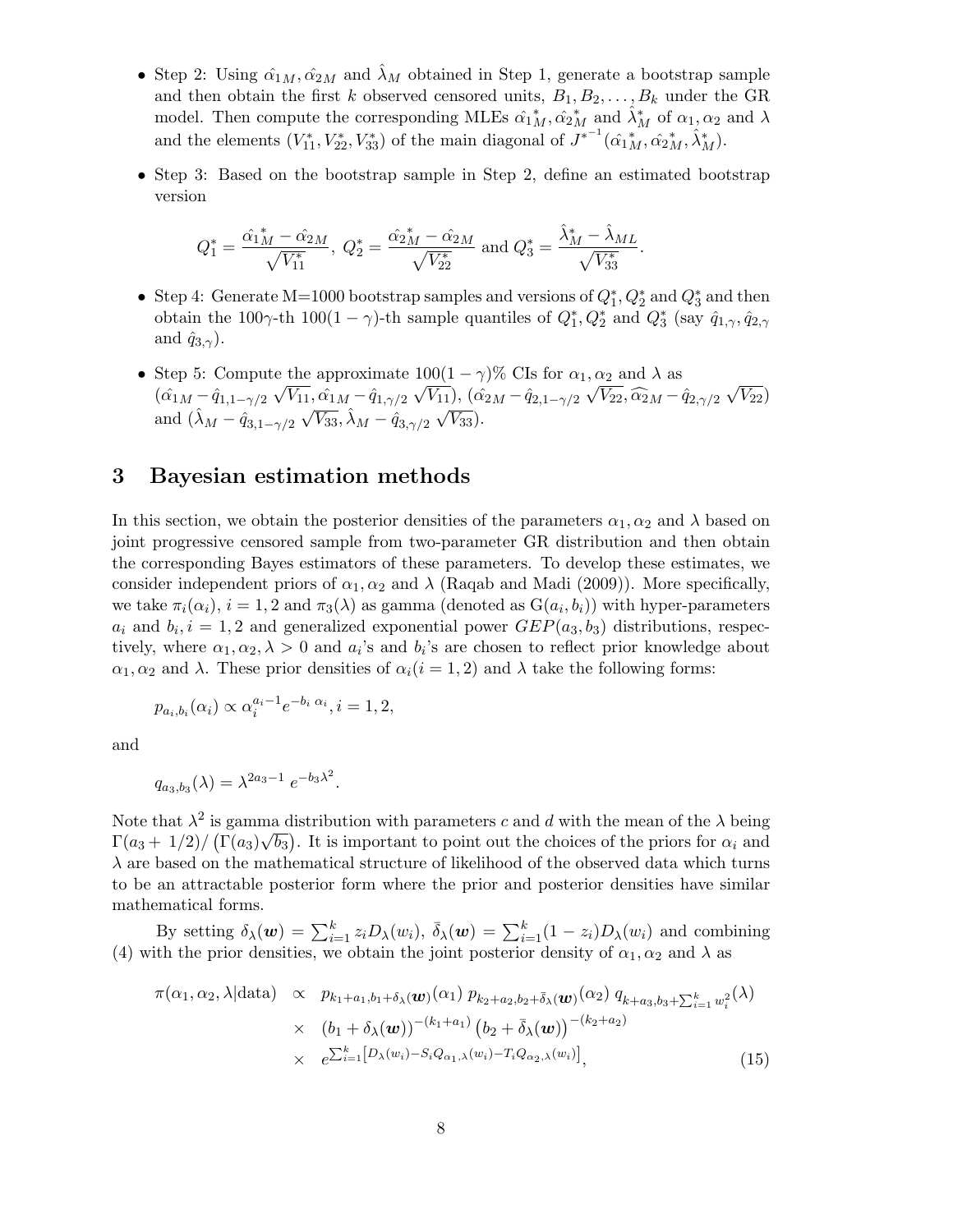- Step 2: Using $\hat{\alpha_1}_M, \hat{\alpha_2}_M$ and $\hat{\lambda}_M$ obtained in Step 1, generate a bootstrap sample and then obtain the first $k$ observed censored units, $B_1, B_2, \ldots, B_k$ under the GR model. Then compute the corresponding MLEs $\hat{\alpha_1}^*_M, \hat{\alpha_2}^*_M$ and $\hat{\lambda}^*_M$ of $\alpha_1, \alpha_2$ and $\lambda$ and the elements $(V^*_{11}, V^*_{22}, V^*_{33})$ of the main diagonal of $J^{*^{-1}}(\hat{\alpha_1}^*_M, \hat{\alpha_2}^*_M, \hat{\lambda}^*_M)$.

- Step 3: Based on the bootstrap sample in Step 2, define an estimated bootstrap version

$$Q^*_1 = \frac{\hat{\alpha_1}^*_M - \hat{\alpha_2}_M}{\sqrt{V^*_{11}}},\ Q^*_2 = \frac{\hat{\alpha_2}^*_M - \hat{\alpha_2}_M}{\sqrt{V^*_{22}}} \text{ and } Q^*_3 = \frac{\hat{\lambda}^*_M - \hat{\lambda}_{ML}}{\sqrt{V^*_{33}}}.$$

- Step 4: Generate M=1000 bootstrap samples and versions of $Q^*_1, Q^*_2$ and $Q^*_3$ and then obtain the $100\gamma$-th $100(1-\gamma)$-th sample quantiles of $Q^*_1, Q^*_2$ and $Q^*_3$ (say $\hat{q}_{1,\gamma}, \hat{q}_{2,\gamma}$ and $\hat{q}_{3,\gamma}$).

- Step 5: Compute the approximate $100(1-\gamma)\%$ CIs for $\alpha_1, \alpha_2$ and $\lambda$ as $(\hat{\alpha_1}_M - \hat{q}_{1,1-\gamma/2}\sqrt{V_{11}}, \hat{\alpha_1}_M - \hat{q}_{1,\gamma/2}\sqrt{V_{11}})$, $(\hat{\alpha_2}_M - \hat{q}_{2,1-\gamma/2}\sqrt{V_{22}}, \widehat{\alpha_2}_M - \hat{q}_{2,\gamma/2}\sqrt{V_{22}})$ and $(\hat{\lambda}_M - \hat{q}_{3,1-\gamma/2}\sqrt{V_{33}}, \hat{\lambda}_M - \hat{q}_{3,\gamma/2}\sqrt{V_{33}})$.

## 3 Bayesian estimation methods

In this section, we obtain the posterior densities of the parameters $\alpha_1, \alpha_2$ and $\lambda$ based on joint progressive censored sample from two-parameter GR distribution and then obtain the corresponding Bayes estimators of these parameters. To develop these estimates, we consider independent priors of $\alpha_1, \alpha_2$ and $\lambda$ (Raqab and Madi (2009)). More specifically, we take $\pi_i(\alpha_i)$, $i = 1, 2$ and $\pi_3(\lambda)$ as gamma (denoted as $G(a_i, b_i)$) with hyper-parameters $a_i$ and $b_i, i = 1, 2$ and generalized exponential power $GEP(a_3, b_3)$ distributions, respectively, where $\alpha_1, \alpha_2, \lambda > 0$ and $a_i$'s and $b_i$'s are chosen to reflect prior knowledge about $\alpha_1, \alpha_2$ and $\lambda$. These prior densities of $\alpha_i (i = 1, 2)$ and $\lambda$ take the following forms:

$$p_{a_i,b_i}(\alpha_i) \propto \alpha_i^{a_i-1} e^{-b_i\,\alpha_i}, i = 1, 2,$$

and

$$q_{a_3,b_3}(\lambda) = \lambda^{2a_3-1}\, e^{-b_3\lambda^2}.$$

Note that $\lambda^2$ is gamma distribution with parameters $c$ and $d$ with the mean of the $\lambda$ being $\Gamma(a_3 + 1/2)/\left(\Gamma(a_3)\sqrt{b_3}\right)$. It is important to point out the choices of the priors for $\alpha_i$ and $\lambda$ are based on the mathematical structure of likelihood of the observed data which turns to be an attractable posterior form where the prior and posterior densities have similar mathematical forms.

By setting $\delta_\lambda(\boldsymbol{w}) = \sum_{i=1}^k z_i D_\lambda(w_i)$, $\bar{\delta}_\lambda(\boldsymbol{w}) = \sum_{i=1}^k (1-z_i) D_\lambda(w_i)$ and combining (4) with the prior densities, we obtain the joint posterior density of $\alpha_1, \alpha_2$ and $\lambda$ as

$$\begin{aligned}
\pi(\alpha_1, \alpha_2, \lambda|\text{data}) &\propto p_{k_1+a_1, b_1+\delta_\lambda(\boldsymbol{w})}(\alpha_1)\; p_{k_2+a_2, b_2+\bar{\delta}_\lambda(\boldsymbol{w})}(\alpha_2)\; q_{k+a_3, b_3+\sum_{i=1}^k w_i^2}(\lambda) \\
&\times \; (b_1 + \delta_\lambda(\boldsymbol{w}))^{-(k_1+a_1)} \left(b_2 + \bar{\delta}_\lambda(\boldsymbol{w})\right)^{-(k_2+a_2)} \\
&\times \; e^{\sum_{i=1}^k \left[D_\lambda(w_i) - S_i Q_{\alpha_1,\lambda}(w_i) - T_i Q_{\alpha_2,\lambda}(w_i)\right]}, \qquad (15)
\end{aligned}$$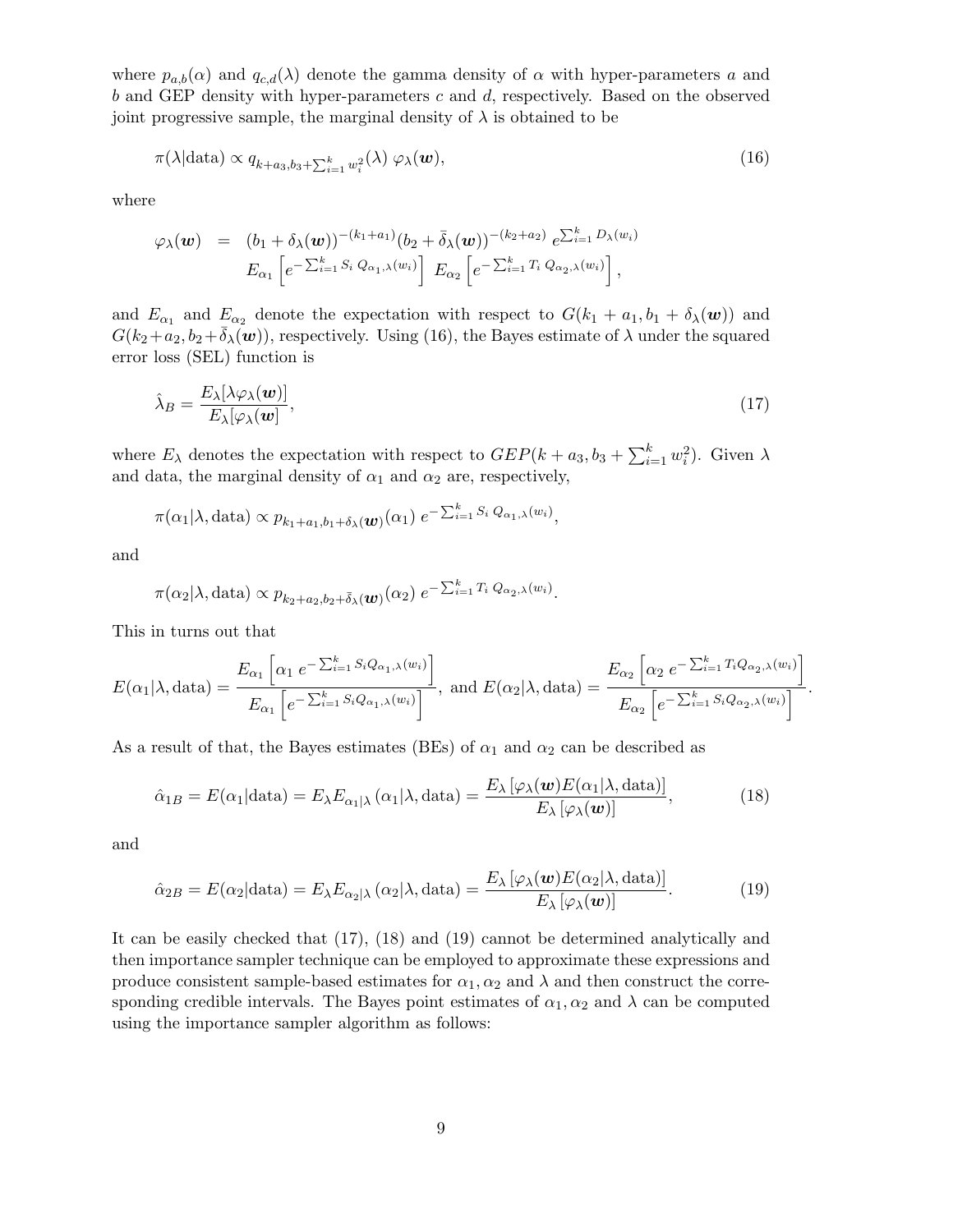where $p_{a,b}(\alpha)$ and $q_{c,d}(\lambda)$ denote the gamma density of $\alpha$ with hyper-parameters $a$ and $b$ and GEP density with hyper-parameters $c$ and $d$, respectively. Based on the observed joint progressive sample, the marginal density of $\lambda$ is obtained to be

$$\pi(\lambda|\text{data}) \propto q_{k+a_3,b_3+\sum_{i=1}^{k} w_i^2}(\lambda)\, \varphi_\lambda(\boldsymbol{w}), \tag{16}$$

where

$$\begin{aligned}\varphi_\lambda(\boldsymbol{w}) &= (b_1+\delta_\lambda(\boldsymbol{w}))^{-(k_1+a_1)}(b_2+\bar{\delta}_\lambda(\boldsymbol{w}))^{-(k_2+a_2)}\, e^{\sum_{i=1}^{k} D_\lambda(w_i)} \\ &\quad E_{\alpha_1}\left[e^{-\sum_{i=1}^{k} S_i\, Q_{\alpha_1,\lambda}(w_i)}\right]\, E_{\alpha_2}\left[e^{-\sum_{i=1}^{k} T_i\, Q_{\alpha_2,\lambda}(w_i)}\right],\end{aligned}$$

and $E_{\alpha_1}$ and $E_{\alpha_2}$ denote the expectation with respect to $G(k_1+a_1, b_1+\delta_\lambda(\boldsymbol{w}))$ and $G(k_2+a_2, b_2+\bar{\delta}_\lambda(\boldsymbol{w}))$, respectively. Using (16), the Bayes estimate of $\lambda$ under the squared error loss (SEL) function is

$$\hat{\lambda}_B = \frac{E_\lambda[\lambda\varphi_\lambda(\boldsymbol{w})]}{E_\lambda[\varphi_\lambda(\boldsymbol{w}]}, \tag{17}$$

where $E_\lambda$ denotes the expectation with respect to $GEP(k+a_3, b_3+\sum_{i=1}^{k} w_i^2)$. Given $\lambda$ and data, the marginal density of $\alpha_1$ and $\alpha_2$ are, respectively,

$$\pi(\alpha_1|\lambda, \text{data}) \propto p_{k_1+a_1,b_1+\delta_\lambda(\boldsymbol{w})}(\alpha_1)\, e^{-\sum_{i=1}^{k} S_i\, Q_{\alpha_1,\lambda}(w_i)},$$

and

$$\pi(\alpha_2|\lambda, \text{data}) \propto p_{k_2+a_2,b_2+\bar{\delta}_\lambda(\boldsymbol{w})}(\alpha_2)\, e^{-\sum_{i=1}^{k} T_i\, Q_{\alpha_2,\lambda}(w_i)}.$$

This in turns out that

$$E(\alpha_1|\lambda, \text{data}) = \frac{E_{\alpha_1}\left[\alpha_1\, e^{-\sum_{i=1}^{k} S_i Q_{\alpha_1,\lambda}(w_i)}\right]}{E_{\alpha_1}\left[e^{-\sum_{i=1}^{k} S_i Q_{\alpha_1,\lambda}(w_i)}\right]}, \text{ and } E(\alpha_2|\lambda, \text{data}) = \frac{E_{\alpha_2}\left[\alpha_2\, e^{-\sum_{i=1}^{k} T_i Q_{\alpha_2,\lambda}(w_i)}\right]}{E_{\alpha_2}\left[e^{-\sum_{i=1}^{k} S_i Q_{\alpha_2,\lambda}(w_i)}\right]}.$$

As a result of that, the Bayes estimates (BEs) of $\alpha_1$ and $\alpha_2$ can be described as

$$\hat{\alpha}_{1B} = E(\alpha_1|\text{data}) = E_\lambda E_{\alpha_1|\lambda}(\alpha_1|\lambda, \text{data}) = \frac{E_\lambda\left[\varphi_\lambda(\boldsymbol{w})E(\alpha_1|\lambda, \text{data})\right]}{E_\lambda\left[\varphi_\lambda(\boldsymbol{w})\right]}, \tag{18}$$

and

$$\hat{\alpha}_{2B} = E(\alpha_2|\text{data}) = E_\lambda E_{\alpha_2|\lambda}(\alpha_2|\lambda, \text{data}) = \frac{E_\lambda\left[\varphi_\lambda(\boldsymbol{w})E(\alpha_2|\lambda, \text{data})\right]}{E_\lambda\left[\varphi_\lambda(\boldsymbol{w})\right]}. \tag{19}$$

It can be easily checked that (17), (18) and (19) cannot be determined analytically and then importance sampler technique can be employed to approximate these expressions and produce consistent sample-based estimates for $\alpha_1, \alpha_2$ and $\lambda$ and then construct the corresponding credible intervals. The Bayes point estimates of $\alpha_1, \alpha_2$ and $\lambda$ can be computed using the importance sampler algorithm as follows: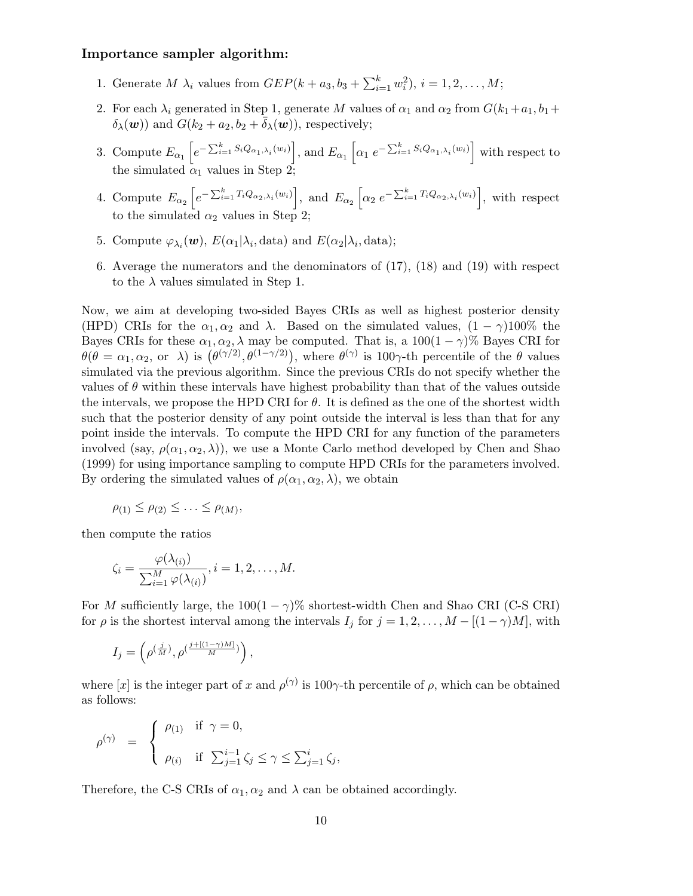**Importance sampler algorithm:**

1. Generate $M$ $\lambda_i$ values from $GEP(k + a_3, b_3 + \sum_{i=1}^{k} w_i^2)$, $i = 1, 2, \ldots, M$;
2. For each $\lambda_i$ generated in Step 1, generate $M$ values of $\alpha_1$ and $\alpha_2$ from $G(k_1+a_1, b_1+\delta_\lambda(\boldsymbol{w}))$ and $G(k_2 + a_2, b_2 + \bar{\delta}_\lambda(\boldsymbol{w}))$, respectively;
3. Compute $E_{\alpha_1}\left[e^{-\sum_{i=1}^{k} S_i Q_{\alpha_1,\lambda_i}(w_i)}\right]$, and $E_{\alpha_1}\left[\alpha_1 \; e^{-\sum_{i=1}^{k} S_i Q_{\alpha_1,\lambda_i}(w_i)}\right]$ with respect to the simulated $\alpha_1$ values in Step 2;
4. Compute $E_{\alpha_2}\left[e^{-\sum_{i=1}^{k} T_i Q_{\alpha_2,\lambda_i}(w_i)}\right]$, and $E_{\alpha_2}\left[\alpha_2 \; e^{-\sum_{i=1}^{k} T_i Q_{\alpha_2,\lambda_i}(w_i)}\right]$, with respect to the simulated $\alpha_2$ values in Step 2;
5. Compute $\varphi_{\lambda_i}(\boldsymbol{w})$, $E(\alpha_1|\lambda_i, \text{data})$ and $E(\alpha_2|\lambda_i, \text{data})$;
6. Average the numerators and the denominators of (17), (18) and (19) with respect to the $\lambda$ values simulated in Step 1.

Now, we aim at developing two-sided Bayes CRIs as well as highest posterior density (HPD) CRIs for the $\alpha_1, \alpha_2$ and $\lambda$. Based on the simulated values, $(1-\gamma)100\%$ the Bayes CRIs for these $\alpha_1, \alpha_2, \lambda$ may be computed. That is, a $100(1-\gamma)\%$ Bayes CRI for $\theta(\theta = \alpha_1, \alpha_2,$ or $\lambda)$ is $\left(\theta^{(\gamma/2)}, \theta^{(1-\gamma/2)}\right)$, where $\theta^{(\gamma)}$ is $100\gamma$-th percentile of the $\theta$ values simulated via the previous algorithm. Since the previous CRIs do not specify whether the values of $\theta$ within these intervals have highest probability than that of the values outside the intervals, we propose the HPD CRI for $\theta$. It is defined as the one of the shortest width such that the posterior density of any point outside the interval is less than that for any point inside the intervals. To compute the HPD CRI for any function of the parameters involved (say, $\rho(\alpha_1, \alpha_2, \lambda)$), we use a Monte Carlo method developed by Chen and Shao (1999) for using importance sampling to compute HPD CRIs for the parameters involved. By ordering the simulated values of $\rho(\alpha_1, \alpha_2, \lambda)$, we obtain

$$\rho_{(1)} \leq \rho_{(2)} \leq \ldots \leq \rho_{(M)},$$

then compute the ratios

$$\zeta_i = \frac{\varphi(\lambda_{(i)})}{\sum_{i=1}^{M} \varphi(\lambda_{(i)})}, i = 1, 2, \ldots, M.$$

For $M$ sufficiently large, the $100(1-\gamma)\%$ shortest-width Chen and Shao CRI (C-S CRI) for $\rho$ is the shortest interval among the intervals $I_j$ for $j = 1, 2, \ldots, M - [(1-\gamma)M]$, with

$$I_j = \left(\rho^{(\frac{j}{M})}, \rho^{(\frac{j+[(1-\gamma)M]}{M})}\right),$$

where $[x]$ is the integer part of $x$ and $\rho^{(\gamma)}$ is $100\gamma$-th percentile of $\rho$, which can be obtained as follows:

$$\rho^{(\gamma)} \;\; = \;\; \begin{cases} \rho_{(1)} & \text{if } \gamma = 0, \\ \rho_{(i)} & \text{if } \sum_{j=1}^{i-1} \zeta_j \leq \gamma \leq \sum_{j=1}^{i} \zeta_j, \end{cases}$$

Therefore, the C-S CRIs of $\alpha_1, \alpha_2$ and $\lambda$ can be obtained accordingly.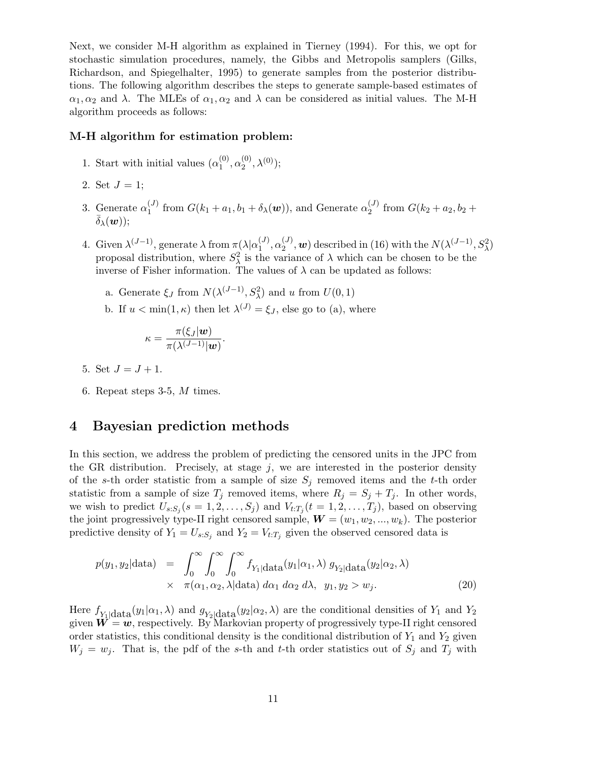Next, we consider M-H algorithm as explained in Tierney (1994). For this, we opt for stochastic simulation procedures, namely, the Gibbs and Metropolis samplers (Gilks, Richardson, and Spiegelhalter, 1995) to generate samples from the posterior distributions. The following algorithm describes the steps to generate sample-based estimates of $\alpha_1, \alpha_2$ and $\lambda$. The MLEs of $\alpha_1, \alpha_2$ and $\lambda$ can be considered as initial values. The M-H algorithm proceeds as follows:

**M-H algorithm for estimation problem:**

1. Start with initial values $(\alpha_1^{(0)}, \alpha_2^{(0)}, \lambda^{(0)})$;
2. Set $J = 1$;
3. Generate $\alpha_1^{(J)}$ from $G(k_1 + a_1, b_1 + \delta_\lambda(\boldsymbol{w}))$, and Generate $\alpha_2^{(J)}$ from $G(k_2 + a_2, b_2 + \bar{\delta}_\lambda(\boldsymbol{w}))$;
4. Given $\lambda^{(J-1)}$, generate $\lambda$ from $\pi(\lambda|\alpha_1^{(J)}, \alpha_2^{(J)}, \boldsymbol{w})$ described in (16) with the $N(\lambda^{(J-1)}, S_\lambda^2)$ proposal distribution, where $S_\lambda^2$ is the variance of $\lambda$ which can be chosen to be the inverse of Fisher information. The values of $\lambda$ can be updated as follows:
   - a. Generate $\xi_J$ from $N(\lambda^{(J-1)}, S_\lambda^2)$ and $u$ from $U(0, 1)$
   - b. If $u < \min(1, \kappa)$ then let $\lambda^{(J)} = \xi_J$, else go to (a), where

     $$\kappa = \frac{\pi(\xi_J|\boldsymbol{w})}{\pi(\lambda^{(J-1)}|\boldsymbol{w})}.$$
5. Set $J = J + 1$.
6. Repeat steps 3-5, $M$ times.

# 4 Bayesian prediction methods

In this section, we address the problem of predicting the censored units in the JPC from the GR distribution. Precisely, at stage $j$, we are interested in the posterior density of the $s$-th order statistic from a sample of size $S_j$ removed items and the $t$-th order statistic from a sample of size $T_j$ removed items, where $R_j = S_j + T_j$. In other words, we wish to predict $U_{s:S_j} (s = 1, 2, \ldots, S_j)$ and $V_{t:T_j} (t = 1, 2, \ldots, T_j)$, based on observing the joint progressively type-II right censored sample, $\boldsymbol{W} = (w_1, w_2, ..., w_k)$. The posterior predictive density of $Y_1 = U_{s:S_j}$ and $Y_2 = V_{t:T_j}$ given the observed censored data is

$$\begin{aligned} p(y_1, y_2|\text{data}) &= \int_0^\infty \int_0^\infty \int_0^\infty f_{Y_1|\text{data}}(y_1|\alpha_1, \lambda)\, g_{Y_2|\text{data}}(y_2|\alpha_2, \lambda) \\ &\times \pi(\alpha_1, \alpha_2, \lambda|\text{data})\, d\alpha_1\, d\alpha_2\, d\lambda, \quad y_1, y_2 > w_j. \end{aligned} \tag{20}$$

Here $f_{Y_1|\text{data}}(y_1|\alpha_1, \lambda)$ and $g_{Y_2|\text{data}}(y_2|\alpha_2, \lambda)$ are the conditional densities of $Y_1$ and $Y_2$ given $\boldsymbol{W} = \boldsymbol{w}$, respectively. By Markovian property of progressively type-II right censored order statistics, this conditional density is the conditional distribution of $Y_1$ and $Y_2$ given $W_j = w_j$. That is, the pdf of the $s$-th and $t$-th order statistics out of $S_j$ and $T_j$ with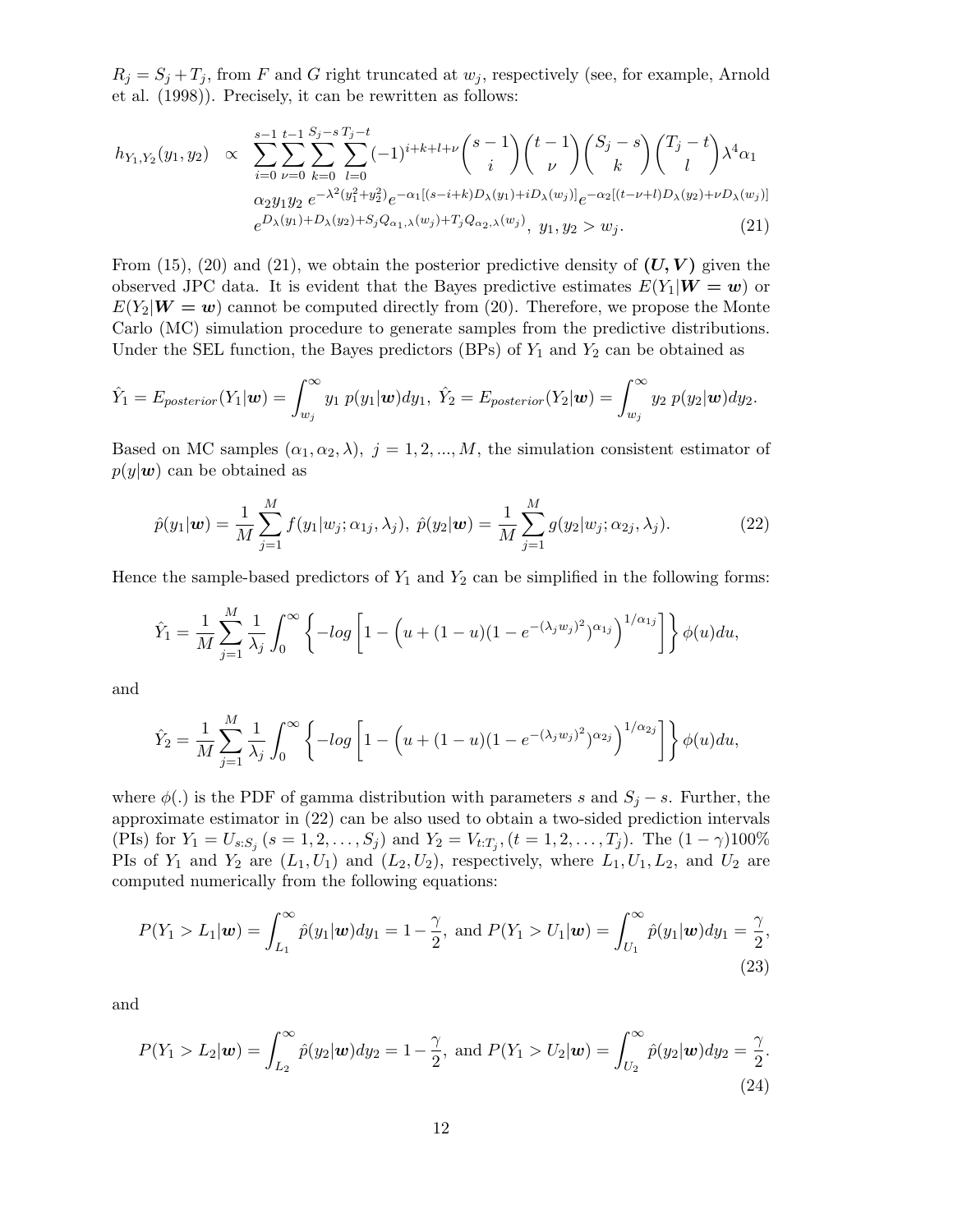$R_j = S_j + T_j$, from $F$ and $G$ right truncated at $w_j$, respectively (see, for example, Arnold et al. (1998)). Precisely, it can be rewritten as follows:

$$
\begin{aligned}
h_{Y_1,Y_2}(y_1, y_2) \;\propto\; & \sum_{i=0}^{s-1}\sum_{\nu=0}^{t-1}\sum_{k=0}^{S_j-s}\sum_{l=0}^{T_j-t} (-1)^{i+k+l+\nu}\binom{s-1}{i}\binom{t-1}{\nu}\binom{S_j-s}{k}\binom{T_j-t}{l}\lambda^4\alpha_1 \\
& \alpha_2 y_1 y_2\, e^{-\lambda^2(y_1^2+y_2^2)} e^{-\alpha_1[(s-i+k)D_\lambda(y_1)+iD_\lambda(w_j)]} e^{-\alpha_2[(t-\nu+l)D_\lambda(y_2)+\nu D_\lambda(w_j)]} \\
& e^{D_\lambda(y_1)+D_\lambda(y_2)+S_j Q_{\alpha_1,\lambda}(w_j)+T_j Q_{\alpha_2,\lambda}(w_j)},\; y_1, y_2 > w_j. \qquad (21)
\end{aligned}
$$

From (15), (20) and (21), we obtain the posterior predictive density of $(\boldsymbol{U}, \boldsymbol{V})$ given the observed JPC data. It is evident that the Bayes predictive estimates $E(Y_1|\boldsymbol{W} = \boldsymbol{w})$ or $E(Y_2|\boldsymbol{W} = \boldsymbol{w})$ cannot be computed directly from (20). Therefore, we propose the Monte Carlo (MC) simulation procedure to generate samples from the predictive distributions. Under the SEL function, the Bayes predictors (BPs) of $Y_1$ and $Y_2$ can be obtained as

$$
\hat{Y}_1 = E_{posterior}(Y_1|\boldsymbol{w}) = \int_{w_j}^{\infty} y_1\, p(y_1|\boldsymbol{w})dy_1,\; \hat{Y}_2 = E_{posterior}(Y_2|\boldsymbol{w}) = \int_{w_j}^{\infty} y_2\, p(y_2|\boldsymbol{w})dy_2.
$$

Based on MC samples $(\alpha_1, \alpha_2, \lambda),\ j = 1, 2, ..., M$, the simulation consistent estimator of $p(y|\boldsymbol{w})$ can be obtained as

$$
\hat{p}(y_1|\boldsymbol{w}) = \frac{1}{M}\sum_{j=1}^{M} f(y_1|w_j; \alpha_{1j}, \lambda_j),\; \hat{p}(y_2|\boldsymbol{w}) = \frac{1}{M}\sum_{j=1}^{M} g(y_2|w_j; \alpha_{2j}, \lambda_j). \qquad (22)
$$

Hence the sample-based predictors of $Y_1$ and $Y_2$ can be simplified in the following forms:

$$
\hat{Y}_1 = \frac{1}{M}\sum_{j=1}^{M}\frac{1}{\lambda_j}\int_0^{\infty}\left\{-log\left[1-\left(u+(1-u)(1-e^{-(\lambda_j w_j)^2})^{\alpha_{1j}}\right)^{1/\alpha_{1j}}\right]\right\}\phi(u)du,
$$

and

$$
\hat{Y}_2 = \frac{1}{M}\sum_{j=1}^{M}\frac{1}{\lambda_j}\int_0^{\infty}\left\{-log\left[1-\left(u+(1-u)(1-e^{-(\lambda_j w_j)^2})^{\alpha_{2j}}\right)^{1/\alpha_{2j}}\right]\right\}\phi(u)du,
$$

where $\phi(.)$ is the PDF of gamma distribution with parameters $s$ and $S_j - s$. Further, the approximate estimator in (22) can be also used to obtain a two-sided prediction intervals (PIs) for $Y_1 = U_{s:S_j}$ $(s = 1, 2, \ldots, S_j)$ and $Y_2 = V_{t:T_j}, (t = 1, 2, \ldots, T_j)$. The $(1-\gamma)100\%$ PIs of $Y_1$ and $Y_2$ are $(L_1, U_1)$ and $(L_2, U_2)$, respectively, where $L_1, U_1, L_2$, and $U_2$ are computed numerically from the following equations:

$$
P(Y_1 > L_1|\boldsymbol{w}) = \int_{L_1}^{\infty}\hat{p}(y_1|\boldsymbol{w})dy_1 = 1-\frac{\gamma}{2},\text{ and } P(Y_1 > U_1|\boldsymbol{w}) = \int_{U_1}^{\infty}\hat{p}(y_1|\boldsymbol{w})dy_1 = \frac{\gamma}{2}, \qquad (23)
$$

and

$$
P(Y_1 > L_2|\boldsymbol{w}) = \int_{L_2}^{\infty}\hat{p}(y_2|\boldsymbol{w})dy_2 = 1-\frac{\gamma}{2},\text{ and } P(Y_1 > U_2|\boldsymbol{w}) = \int_{U_2}^{\infty}\hat{p}(y_2|\boldsymbol{w})dy_2 = \frac{\gamma}{2}. \qquad (24)
$$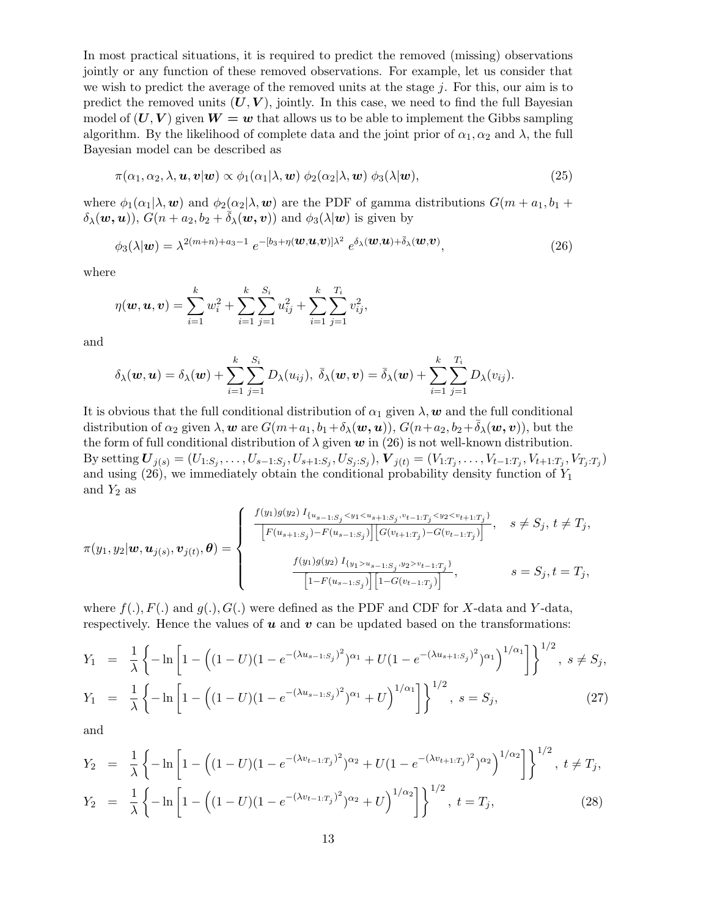In most practical situations, it is required to predict the removed (missing) observations jointly or any function of these removed observations. For example, let us consider that we wish to predict the average of the removed units at the stage $j$. For this, our aim is to predict the removed units $(\boldsymbol{U}, \boldsymbol{V})$, jointly. In this case, we need to find the full Bayesian model of $(\boldsymbol{U}, \boldsymbol{V})$ given $\boldsymbol{W} = \boldsymbol{w}$ that allows us to be able to implement the Gibbs sampling algorithm. By the likelihood of complete data and the joint prior of $\alpha_1, \alpha_2$ and $\lambda$, the full Bayesian model can be described as

$$\pi(\alpha_1, \alpha_2, \lambda, \boldsymbol{u}, \boldsymbol{v}|\boldsymbol{w}) \propto \phi_1(\alpha_1|\lambda, \boldsymbol{w})\ \phi_2(\alpha_2|\lambda, \boldsymbol{w})\ \phi_3(\lambda|\boldsymbol{w}), \tag{25}$$

where $\phi_1(\alpha_1|\lambda, \boldsymbol{w})$ and $\phi_2(\alpha_2|\lambda, \boldsymbol{w})$ are the PDF of gamma distributions $G(m + a_1, b_1 + \delta_\lambda(\boldsymbol{w}, \boldsymbol{u}))$, $G(n + a_2, b_2 + \bar{\delta}_\lambda(\boldsymbol{w}, \boldsymbol{v}))$ and $\phi_3(\lambda|\boldsymbol{w})$ is given by

$$\phi_3(\lambda|\boldsymbol{w}) = \lambda^{2(m+n)+a_3-1}\ e^{-[b_3+\eta(\boldsymbol{w},\boldsymbol{u},\boldsymbol{v})]\lambda^2}\ e^{\delta_\lambda(\boldsymbol{w},\boldsymbol{u})+\bar{\delta}_\lambda(\boldsymbol{w},\boldsymbol{v})}, \tag{26}$$

where

$$\eta(\boldsymbol{w}, \boldsymbol{u}, \boldsymbol{v}) = \sum_{i=1}^{k} w_i^2 + \sum_{i=1}^{k}\sum_{j=1}^{S_i} u_{ij}^2 + \sum_{i=1}^{k}\sum_{j=1}^{T_i} v_{ij}^2,$$

and

$$\delta_\lambda(\boldsymbol{w}, \boldsymbol{u}) = \delta_\lambda(\boldsymbol{w}) + \sum_{i=1}^{k}\sum_{j=1}^{S_i} D_\lambda(u_{ij}),\ \bar{\delta}_\lambda(\boldsymbol{w}, \boldsymbol{v}) = \bar{\delta}_\lambda(\boldsymbol{w}) + \sum_{i=1}^{k}\sum_{j=1}^{T_i} D_\lambda(v_{ij}).$$

It is obvious that the full conditional distribution of $\alpha_1$ given $\lambda, \boldsymbol{w}$ and the full conditional distribution of $\alpha_2$ given $\lambda, \boldsymbol{w}$ are $G(m+a_1, b_1+\delta_\lambda(\boldsymbol{w}, \boldsymbol{u}))$, $G(n+a_2, b_2+\bar{\delta}_\lambda(\boldsymbol{w}, \boldsymbol{v}))$, but the the form of full conditional distribution of $\lambda$ given $\boldsymbol{w}$ in (26) is not well-known distribution. By setting $\boldsymbol{U}_{j(s)} = (U_{1:S_j}, \ldots, U_{s-1:S_j}, U_{s+1:S_j}, U_{S_j:S_j})$, $\boldsymbol{V}_{j(t)} = (V_{1:T_j}, \ldots, V_{t-1:T_j}, V_{t+1:T_j}, V_{T_j:T_j})$ and using (26), we immediately obtain the conditional probability density function of $Y_1$ and $Y_2$ as

$$\pi(y_1, y_2|\boldsymbol{w}, \boldsymbol{u}_{j(s)}, \boldsymbol{v}_{j(t)}, \boldsymbol{\theta}) = \begin{cases} \dfrac{f(y_1)g(y_2)\ I_{\{u_{s-1:S_j}<y_1<u_{s+1:S_j}, v_{t-1:T_j}<y_2<v_{t+1:T_j}\}}}{\Big[F(u_{s+1:S_j})-F(u_{s-1:S_j})\Big]\Big[G(v_{t+1:T_j})-G(v_{t-1:T_j})\Big]}, & s \neq S_j,\ t \neq T_j, \\[2ex] \dfrac{f(y_1)g(y_2)\ I_{\{y_1>u_{s-1:S_j}, y_2>v_{t-1:T_j}\}}}{\Big[1-F(u_{s-1:S_j})\Big]\Big[1-G(v_{t-1:T_j})\Big]}, & s = S_j, t = T_j, \end{cases}$$

where $f(.), F(.)$ and $g(.), G(.)$ were defined as the PDF and CDF for $X$-data and $Y$-data, respectively. Hence the values of $\boldsymbol{u}$ and $\boldsymbol{v}$ can be updated based on the transformations:

$$\begin{aligned} Y_1 &= \frac{1}{\lambda}\left\{-\ln\left[1 - \left((1-U)(1-e^{-(\lambda u_{s-1:S_j})^2})^{\alpha_1} + U(1-e^{-(\lambda u_{s+1:S_j})^2})^{\alpha_1}\right)^{1/\alpha_1}\right]\right\}^{1/2},\ s \neq S_j, \\ Y_1 &= \frac{1}{\lambda}\left\{-\ln\left[1 - \left((1-U)(1-e^{-(\lambda u_{s-1:S_j})^2})^{\alpha_1} + U\right)^{1/\alpha_1}\right]\right\}^{1/2},\ s = S_j, \end{aligned} \tag{27}$$

and

$$\begin{aligned} Y_2 &= \frac{1}{\lambda}\left\{-\ln\left[1 - \left((1-U)(1-e^{-(\lambda v_{t-1:T_j})^2})^{\alpha_2} + U(1-e^{-(\lambda v_{t+1:T_j})^2})^{\alpha_2}\right)^{1/\alpha_2}\right]\right\}^{1/2},\ t \neq T_j, \\ Y_2 &= \frac{1}{\lambda}\left\{-\ln\left[1 - \left((1-U)(1-e^{-(\lambda v_{t-1:T_j})^2})^{\alpha_2} + U\right)^{1/\alpha_2}\right]\right\}^{1/2},\ t = T_j, \end{aligned} \tag{28}$$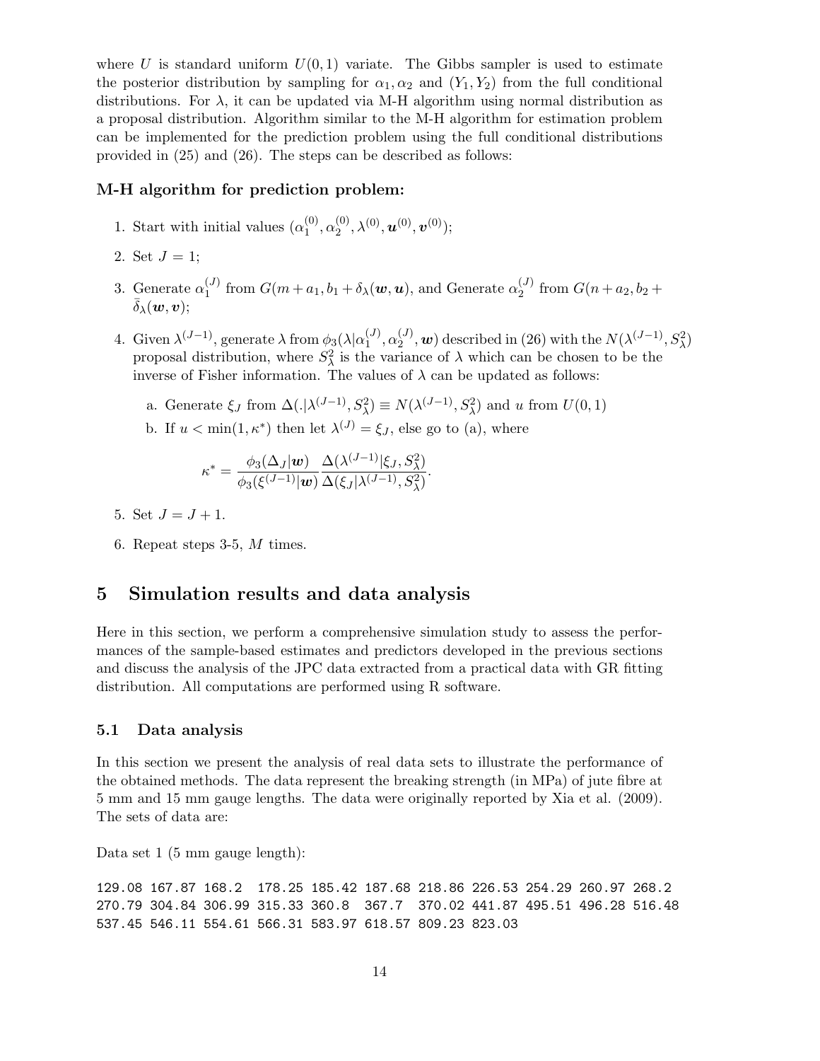where $U$ is standard uniform $U(0,1)$ variate. The Gibbs sampler is used to estimate the posterior distribution by sampling for $\alpha_1, \alpha_2$ and $(Y_1, Y_2)$ from the full conditional distributions. For $\lambda$, it can be updated via M-H algorithm using normal distribution as a proposal distribution. Algorithm similar to the M-H algorithm for estimation problem can be implemented for the prediction problem using the full conditional distributions provided in (25) and (26). The steps can be described as follows:

**M-H algorithm for prediction problem:**

1. Start with initial values $(\alpha_1^{(0)}, \alpha_2^{(0)}, \lambda^{(0)}, \boldsymbol{u}^{(0)}, \boldsymbol{v}^{(0)})$;
2. Set $J = 1$;
3. Generate $\alpha_1^{(J)}$ from $G(m + a_1, b_1 + \delta_\lambda(\boldsymbol{w}, \boldsymbol{u})$, and Generate $\alpha_2^{(J)}$ from $G(n + a_2, b_2 + \bar{\delta}_\lambda(\boldsymbol{w}, \boldsymbol{v})$;
4. Given $\lambda^{(J-1)}$, generate $\lambda$ from $\phi_3(\lambda|\alpha_1^{(J)}, \alpha_2^{(J)}, \boldsymbol{w})$ described in (26) with the $N(\lambda^{(J-1)}, S_\lambda^2)$ proposal distribution, where $S_\lambda^2$ is the variance of $\lambda$ which can be chosen to be the inverse of Fisher information. The values of $\lambda$ can be updated as follows:
   a. Generate $\xi_J$ from $\Delta(.|\lambda^{(J-1)}, S_\lambda^2) \equiv N(\lambda^{(J-1)}, S_\lambda^2)$ and $u$ from $U(0,1)$
   b. If $u < \min(1, \kappa^*)$ then let $\lambda^{(J)} = \xi_J$, else go to (a), where

$$\kappa^* = \frac{\phi_3(\Delta_J|\boldsymbol{w})}{\phi_3(\xi^{(J-1)}|\boldsymbol{w})} \frac{\Delta(\lambda^{(J-1)}|\xi_J, S_\lambda^2)}{\Delta(\xi_J|\lambda^{(J-1)}, S_\lambda^2)}.$$

5. Set $J = J + 1$.
6. Repeat steps 3-5, $M$ times.

# 5 Simulation results and data analysis

Here in this section, we perform a comprehensive simulation study to assess the performances of the sample-based estimates and predictors developed in the previous sections and discuss the analysis of the JPC data extracted from a practical data with GR fitting distribution. All computations are performed using R software.

## 5.1 Data analysis

In this section we present the analysis of real data sets to illustrate the performance of the obtained methods. The data represent the breaking strength (in MPa) of jute fibre at 5 mm and 15 mm gauge lengths. The data were originally reported by Xia et al. (2009). The sets of data are:

Data set 1 (5 mm gauge length):

```
129.08 167.87 168.2  178.25 185.42 187.68 218.86 226.53 254.29 260.97 268.2
270.79 304.84 306.99 315.33 360.8  367.7  370.02 441.87 495.51 496.28 516.48
537.45 546.11 554.61 566.31 583.97 618.57 809.23 823.03
```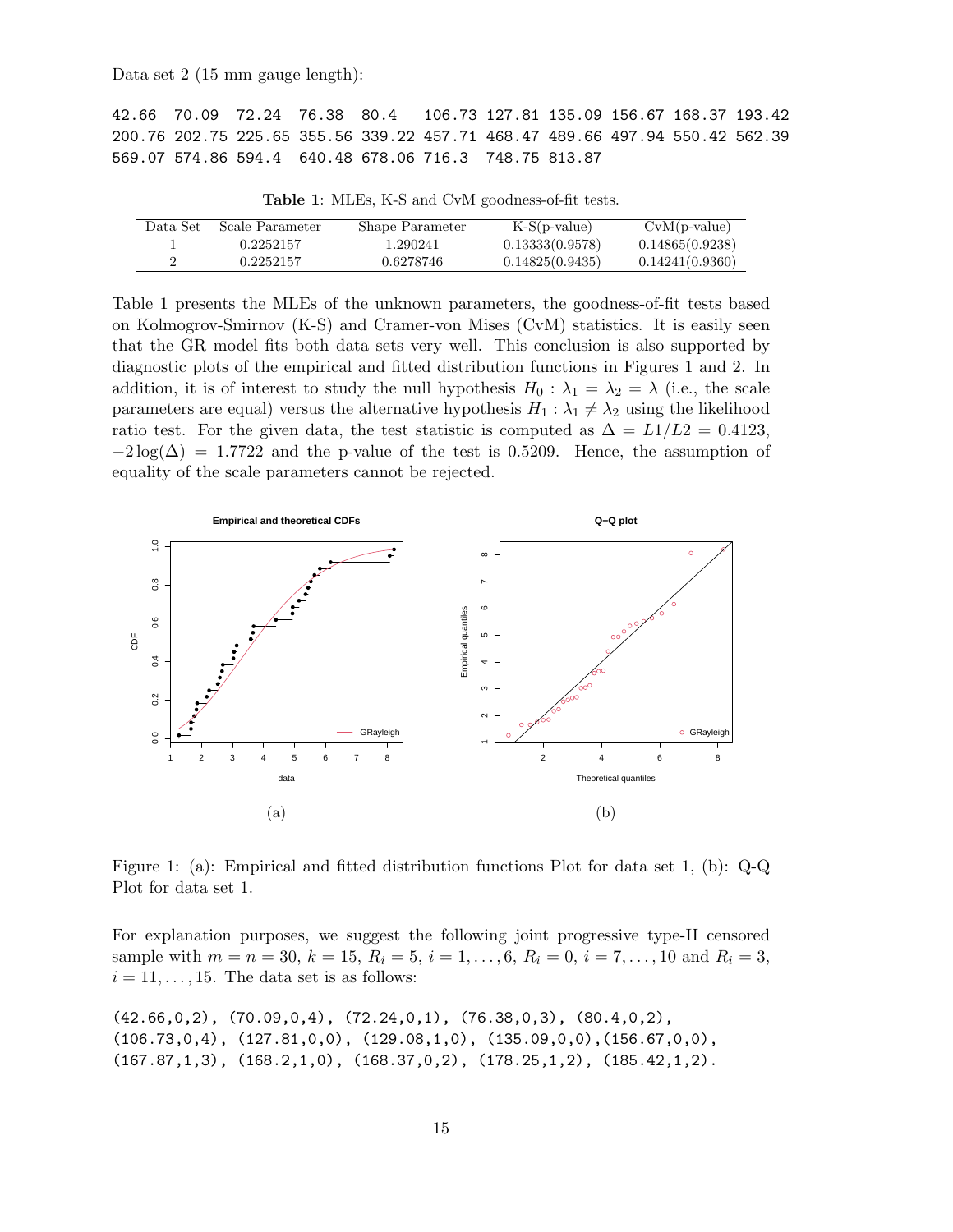Data set 2 (15 mm gauge length):

```
42.66  70.09  72.24  76.38  80.4   106.73 127.81 135.09 156.67 168.37 193.42
200.76 202.75 225.65 355.56 339.22 457.71 468.47 489.66 497.94 550.42 562.39
569.07 574.86 594.4  640.48 678.06 716.3  748.75 813.87
```

**Table 1**: MLEs, K-S and CvM goodness-of-fit tests.

| Data Set | Scale Parameter | Shape Parameter | K-S(p-value) | CvM(p-value) |
|---|---|---|---|---|
| 1 | 0.2252157 | 1.290241 | 0.13333(0.9578) | 0.14865(0.9238) |
| 2 | 0.2252157 | 0.6278746 | 0.14825(0.9435) | 0.14241(0.9360) |

Table 1 presents the MLEs of the unknown parameters, the goodness-of-fit tests based on Kolmogorov-Smirnov (K-S) and Cramer-von Mises (CvM) statistics. It is easily seen that the GR model fits both data sets very well. This conclusion is also supported by diagnostic plots of the empirical and fitted distribution functions in Figures 1 and 2. In addition, it is of interest to study the null hypothesis $H_0 : \lambda_1 = \lambda_2 = \lambda$ (i.e., the scale parameters are equal) versus the alternative hypothesis $H_1 : \lambda_1 \neq \lambda_2$ using the likelihood ratio test. For the given data, the test statistic is computed as $\Delta = L1/L2 = 0.4123$, $-2\log(\Delta) = 1.7722$ and the p-value of the test is 0.5209. Hence, the assumption of equality of the scale parameters cannot be rejected.

(a) (b)

Figure 1: (a): Empirical and fitted distribution functions Plot for data set 1, (b): Q-Q Plot for data set 1.

For explanation purposes, we suggest the following joint progressive type-II censored sample with $m = n = 30$, $k = 15$, $R_i = 5$, $i = 1, \ldots, 6$, $R_i = 0$, $i = 7, \ldots, 10$ and $R_i = 3$, $i = 11, \ldots, 15$. The data set is as follows:

```
(42.66,0,2), (70.09,0,4), (72.24,0,1), (76.38,0,3), (80.4,0,2),
(106.73,0,4), (127.81,0,0), (129.08,1,0), (135.09,0,0),(156.67,0,0),
(167.87,1,3), (168.2,1,0), (168.37,0,2), (178.25,1,2), (185.42,1,2).
```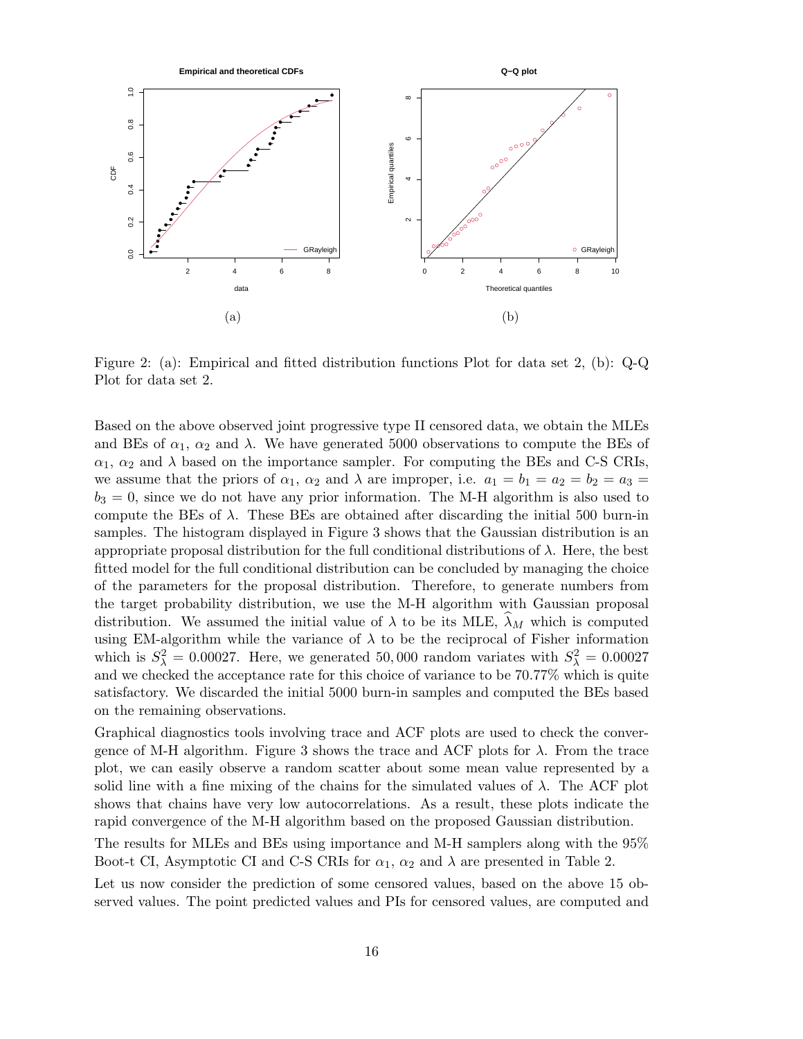Figure 2: (a): Empirical and fitted distribution functions Plot for data set 2, (b): Q-Q Plot for data set 2.

Based on the above observed joint progressive type II censored data, we obtain the MLEs and BEs of $\alpha_1$, $\alpha_2$ and $\lambda$. We have generated 5000 observations to compute the BEs of $\alpha_1$, $\alpha_2$ and $\lambda$ based on the importance sampler. For computing the BEs and C-S CRIs, we assume that the priors of $\alpha_1$, $\alpha_2$ and $\lambda$ are improper, i.e. $a_1 = b_1 = a_2 = b_2 = a_3 = b_3 = 0$, since we do not have any prior information. The M-H algorithm is also used to compute the BEs of $\lambda$. These BEs are obtained after discarding the initial 500 burn-in samples. The histogram displayed in Figure 3 shows that the Gaussian distribution is an appropriate proposal distribution for the full conditional distributions of $\lambda$. Here, the best fitted model for the full conditional distribution can be concluded by managing the choice of the parameters for the proposal distribution. Therefore, to generate numbers from the target probability distribution, we use the M-H algorithm with Gaussian proposal distribution. We assumed the initial value of $\lambda$ to be its MLE, $\widehat{\lambda}_M$ which is computed using EM-algorithm while the variance of $\lambda$ to be the reciprocal of Fisher information which is $S_{\lambda}^2 = 0.00027$. Here, we generated $50,000$ random variates with $S_{\lambda}^2 = 0.00027$ and we checked the acceptance rate for this choice of variance to be 70.77% which is quite satisfactory. We discarded the initial 5000 burn-in samples and computed the BEs based on the remaining observations.

Graphical diagnostics tools involving trace and ACF plots are used to check the convergence of M-H algorithm. Figure 3 shows the trace and ACF plots for $\lambda$. From the trace plot, we can easily observe a random scatter about some mean value represented by a solid line with a fine mixing of the chains for the simulated values of $\lambda$. The ACF plot shows that chains have very low autocorrelations. As a result, these plots indicate the rapid convergence of the M-H algorithm based on the proposed Gaussian distribution.

The results for MLEs and BEs using importance and M-H samplers along with the 95% Boot-t CI, Asymptotic CI and C-S CRIs for $\alpha_1$, $\alpha_2$ and $\lambda$ are presented in Table 2.

Let us now consider the prediction of some censored values, based on the above 15 observed values. The point predicted values and PIs for censored values, are computed and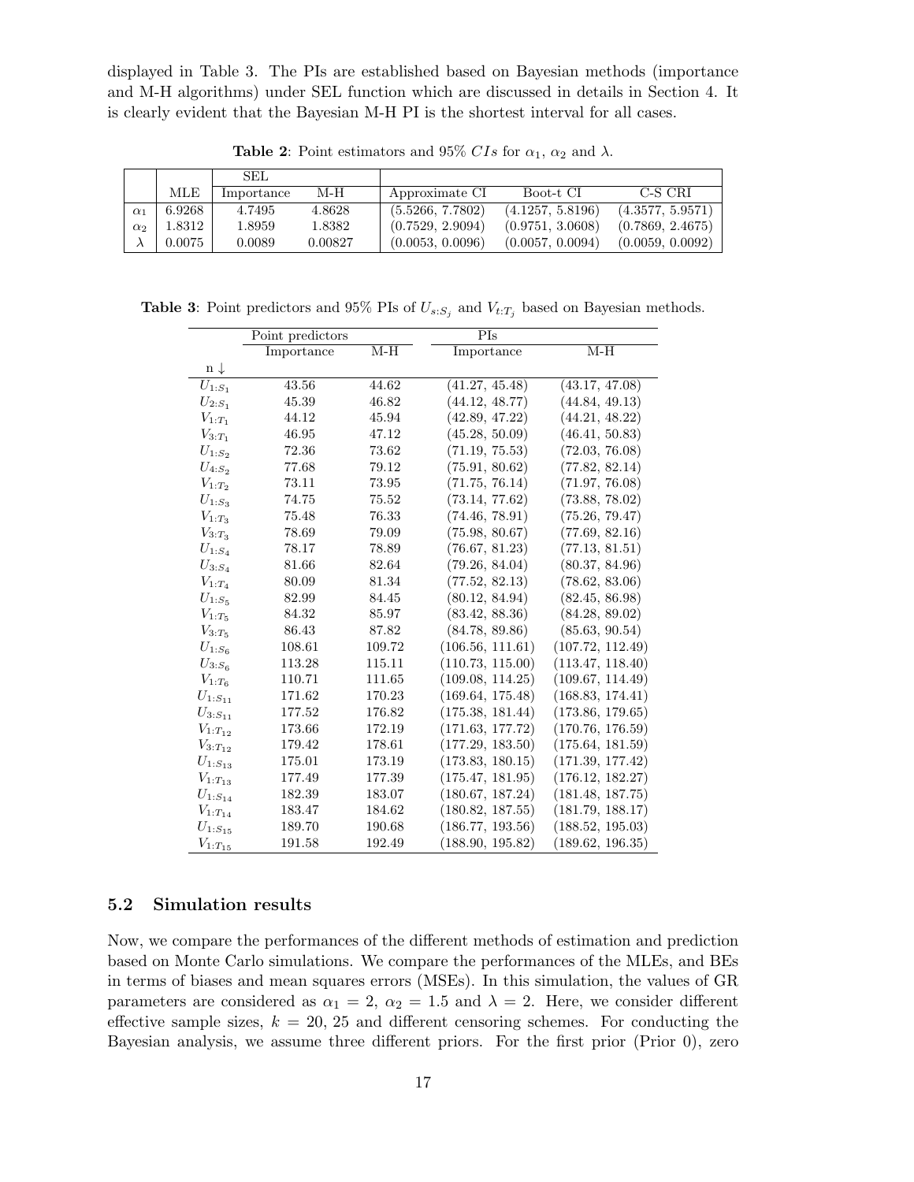displayed in Table 3. The PIs are established based on Bayesian methods (importance and M-H algorithms) under SEL function which are discussed in details in Section 4. It is clearly evident that the Bayesian M-H PI is the shortest interval for all cases.

**Table 2**: Point estimators and 95% $CIs$ for $\alpha_1$, $\alpha_2$ and $\lambda$.

| | | SEL | | | | |
|---|---|---|---|---|---|---|
| | MLE | Importance | M-H | Approximate CI | Boot-t CI | C-S CRI |
| $\alpha_1$ | 6.9268 | 4.7495 | 4.8628 | (5.5266, 7.7802) | (4.1257, 5.8196) | (4.3577, 5.9571) |
| $\alpha_2$ | 1.8312 | 1.8959 | 1.8382 | (0.7529, 2.9094) | (0.9751, 3.0608) | (0.7869, 2.4675) |
| $\lambda$ | 0.0075 | 0.0089 | 0.00827 | (0.0053, 0.0096) | (0.0057, 0.0094) | (0.0059, 0.0092) |

**Table 3**: Point predictors and 95% PIs of $U_{s:S_j}$ and $V_{t:T_j}$ based on Bayesian methods.

| | Point predictors | | PIs | |
|---|---|---|---|---|
| | Importance | M-H | Importance | M-H |
| n ↓ | | | | |
| $U_{1:S_1}$ | 43.56 | 44.62 | (41.27, 45.48) | (43.17, 47.08) |
| $U_{2:S_1}$ | 45.39 | 46.82 | (44.12, 48.77) | (44.84, 49.13) |
| $V_{1:T_1}$ | 44.12 | 45.94 | (42.89, 47.22) | (44.21, 48.22) |
| $V_{3:T_1}$ | 46.95 | 47.12 | (45.28, 50.09) | (46.41, 50.83) |
| $U_{1:S_2}$ | 72.36 | 73.62 | (71.19, 75.53) | (72.03, 76.08) |
| $U_{4:S_2}$ | 77.68 | 79.12 | (75.91, 80.62) | (77.82, 82.14) |
| $V_{1:T_2}$ | 73.11 | 73.95 | (71.75, 76.14) | (71.97, 76.08) |
| $U_{1:S_3}$ | 74.75 | 75.52 | (73.14, 77.62) | (73.88, 78.02) |
| $V_{1:T_3}$ | 75.48 | 76.33 | (74.46, 78.91) | (75.26, 79.47) |
| $V_{3:T_3}$ | 78.69 | 79.09 | (75.98, 80.67) | (77.69, 82.16) |
| $U_{1:S_4}$ | 78.17 | 78.89 | (76.67, 81.23) | (77.13, 81.51) |
| $U_{3:S_4}$ | 81.66 | 82.64 | (79.26, 84.04) | (80.37, 84.96) |
| $V_{1:T_4}$ | 80.09 | 81.34 | (77.52, 82.13) | (78.62, 83.06) |
| $U_{1:S_5}$ | 82.99 | 84.45 | (80.12, 84.94) | (82.45, 86.98) |
| $V_{1:T_5}$ | 84.32 | 85.97 | (83.42, 88.36) | (84.28, 89.02) |
| $V_{3:T_5}$ | 86.43 | 87.82 | (84.78, 89.86) | (85.63, 90.54) |
| $U_{1:S_6}$ | 108.61 | 109.72 | (106.56, 111.61) | (107.72, 112.49) |
| $U_{3:S_6}$ | 113.28 | 115.11 | (110.73, 115.00) | (113.47, 118.40) |
| $V_{1:T_6}$ | 110.71 | 111.65 | (109.08, 114.25) | (109.67, 114.49) |
| $U_{1:S_{11}}$ | 171.62 | 170.23 | (169.64, 175.48) | (168.83, 174.41) |
| $U_{3:S_{11}}$ | 177.52 | 176.82 | (175.38, 181.44) | (173.86, 179.65) |
| $V_{1:T_{12}}$ | 173.66 | 172.19 | (171.63, 177.72) | (170.76, 176.59) |
| $V_{3:T_{12}}$ | 179.42 | 178.61 | (177.29, 183.50) | (175.64, 181.59) |
| $U_{1:S_{13}}$ | 175.01 | 173.19 | (173.83, 180.15) | (171.39, 177.42) |
| $V_{1:T_{13}}$ | 177.49 | 177.39 | (175.47, 181.95) | (176.12, 182.27) |
| $U_{1:S_{14}}$ | 182.39 | 183.07 | (180.67, 187.24) | (181.48, 187.75) |
| $V_{1:T_{14}}$ | 183.47 | 184.62 | (180.82, 187.55) | (181.79, 188.17) |
| $U_{1:S_{15}}$ | 189.70 | 190.68 | (186.77, 193.56) | (188.52, 195.03) |
| $V_{1:T_{15}}$ | 191.58 | 192.49 | (188.90, 195.82) | (189.62, 196.35) |

### 5.2 Simulation results

Now, we compare the performances of the different methods of estimation and prediction based on Monte Carlo simulations. We compare the performances of the MLEs, and BEs in terms of biases and mean squares errors (MSEs). In this simulation, the values of GR parameters are considered as $\alpha_1 = 2$, $\alpha_2 = 1.5$ and $\lambda = 2$. Here, we consider different effective sample sizes, $k = 20, 25$ and different censoring schemes. For conducting the Bayesian analysis, we assume three different priors. For the first prior (Prior 0), zero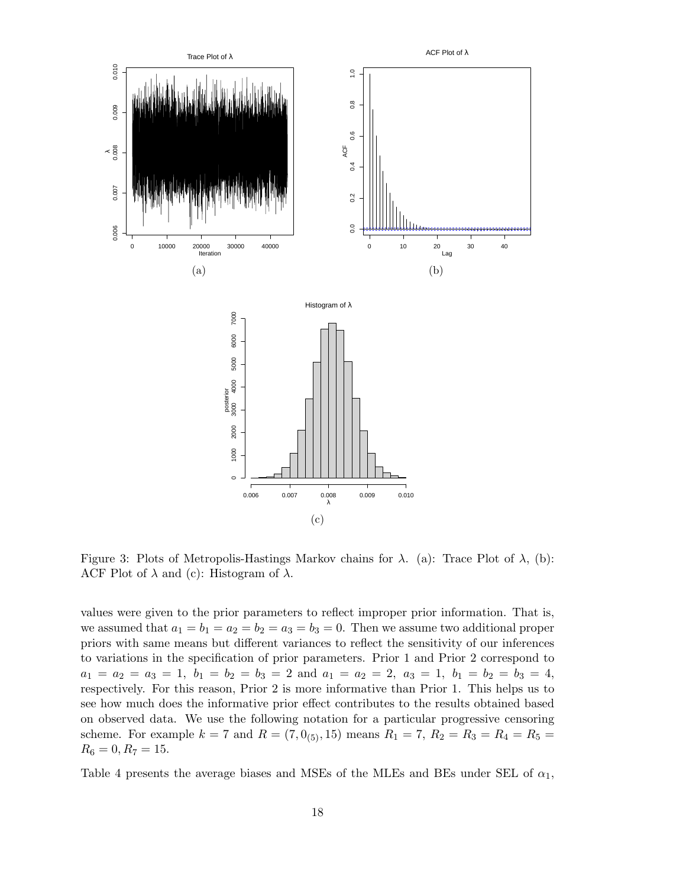Figure 3: Plots of Metropolis-Hastings Markov chains for $\lambda$. (a): Trace Plot of $\lambda$, (b): ACF Plot of $\lambda$ and (c): Histogram of $\lambda$.

values were given to the prior parameters to reflect improper prior information. That is, we assumed that $a_1 = b_1 = a_2 = b_2 = a_3 = b_3 = 0$. Then we assume two additional proper priors with same means but different variances to reflect the sensitivity of our inferences to variations in the specification of prior parameters. Prior 1 and Prior 2 correspond to $a_1 = a_2 = a_3 = 1,\ b_1 = b_2 = b_3 = 2$ and $a_1 = a_2 = 2,\ a_3 = 1,\ b_1 = b_2 = b_3 = 4$, respectively. For this reason, Prior 2 is more informative than Prior 1. This helps us to see how much does the informative prior effect contributes to the results obtained based on observed data. We use the following notation for a particular progressive censoring scheme. For example $k = 7$ and $R = (7, 0_{(5)}, 15)$ means $R_1 = 7$, $R_2 = R_3 = R_4 = R_5 = R_6 = 0, R_7 = 15$.

Table 4 presents the average biases and MSEs of the MLEs and BEs under SEL of $\alpha_1$,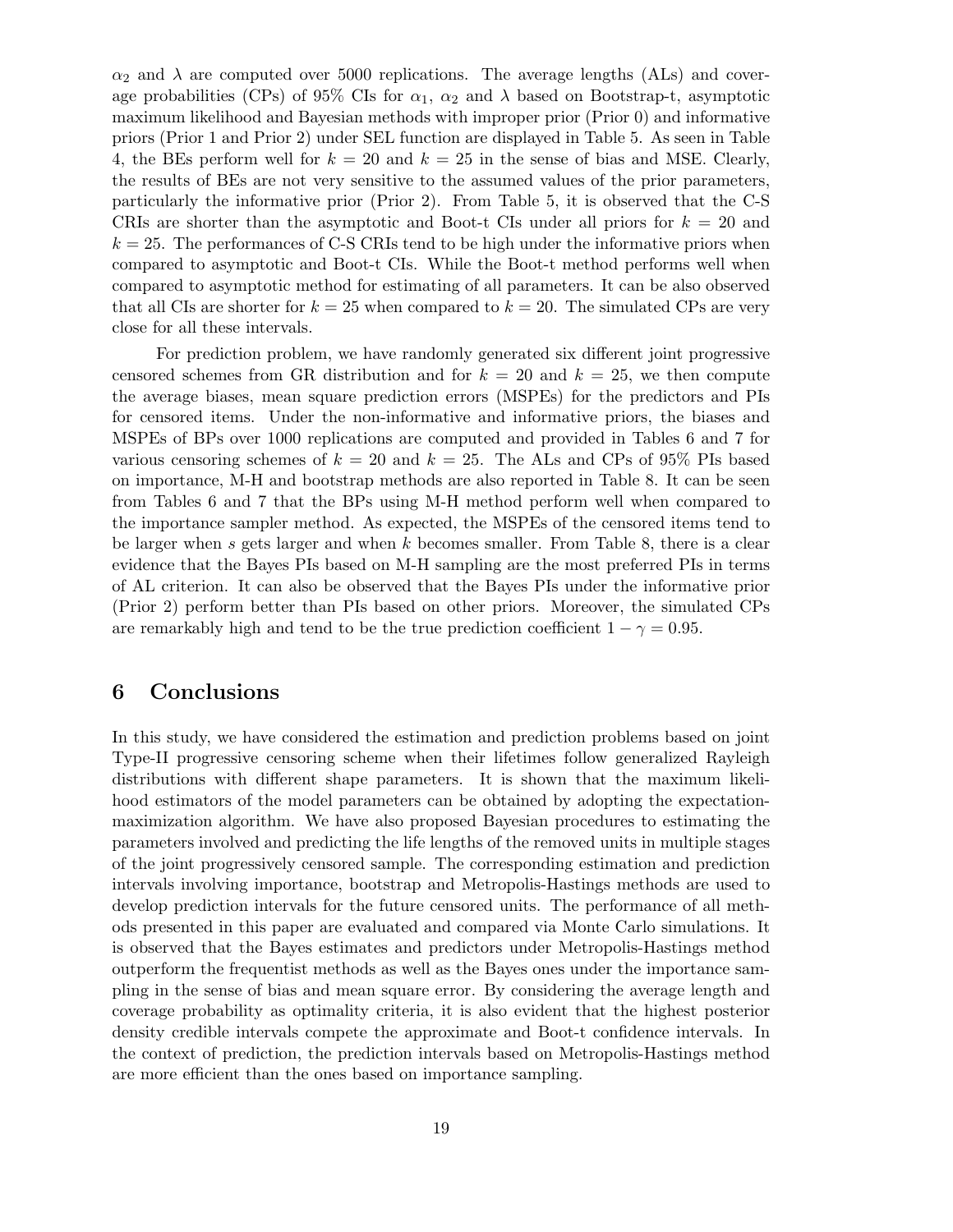$\alpha_2$ and $\lambda$ are computed over 5000 replications. The average lengths (ALs) and coverage probabilities (CPs) of 95% CIs for $\alpha_1$, $\alpha_2$ and $\lambda$ based on Bootstrap-t, asymptotic maximum likelihood and Bayesian methods with improper prior (Prior 0) and informative priors (Prior 1 and Prior 2) under SEL function are displayed in Table 5. As seen in Table 4, the BEs perform well for $k = 20$ and $k = 25$ in the sense of bias and MSE. Clearly, the results of BEs are not very sensitive to the assumed values of the prior parameters, particularly the informative prior (Prior 2). From Table 5, it is observed that the C-S CRIs are shorter than the asymptotic and Boot-t CIs under all priors for $k = 20$ and $k = 25$. The performances of C-S CRIs tend to be high under the informative priors when compared to asymptotic and Boot-t CIs. While the Boot-t method performs well when compared to asymptotic method for estimating of all parameters. It can be also observed that all CIs are shorter for $k = 25$ when compared to $k = 20$. The simulated CPs are very close for all these intervals.

For prediction problem, we have randomly generated six different joint progressive censored schemes from GR distribution and for $k = 20$ and $k = 25$, we then compute the average biases, mean square prediction errors (MSPEs) for the predictors and PIs for censored items. Under the non-informative and informative priors, the biases and MSPEs of BPs over 1000 replications are computed and provided in Tables 6 and 7 for various censoring schemes of $k = 20$ and $k = 25$. The ALs and CPs of 95% PIs based on importance, M-H and bootstrap methods are also reported in Table 8. It can be seen from Tables 6 and 7 that the BPs using M-H method perform well when compared to the importance sampler method. As expected, the MSPEs of the censored items tend to be larger when $s$ gets larger and when $k$ becomes smaller. From Table 8, there is a clear evidence that the Bayes PIs based on M-H sampling are the most preferred PIs in terms of AL criterion. It can also be observed that the Bayes PIs under the informative prior (Prior 2) perform better than PIs based on other priors. Moreover, the simulated CPs are remarkably high and tend to be the true prediction coefficient $1 - \gamma = 0.95$.

# 6 Conclusions

In this study, we have considered the estimation and prediction problems based on joint Type-II progressive censoring scheme when their lifetimes follow generalized Rayleigh distributions with different shape parameters. It is shown that the maximum likelihood estimators of the model parameters can be obtained by adopting the expectation-maximization algorithm. We have also proposed Bayesian procedures to estimating the parameters involved and predicting the life lengths of the removed units in multiple stages of the joint progressively censored sample. The corresponding estimation and prediction intervals involving importance, bootstrap and Metropolis-Hastings methods are used to develop prediction intervals for the future censored units. The performance of all methods presented in this paper are evaluated and compared via Monte Carlo simulations. It is observed that the Bayes estimates and predictors under Metropolis-Hastings method outperform the frequentist methods as well as the Bayes ones under the importance sampling in the sense of bias and mean square error. By considering the average length and coverage probability as optimality criteria, it is also evident that the highest posterior density credible intervals compete the approximate and Boot-t confidence intervals. In the context of prediction, the prediction intervals based on Metropolis-Hastings method are more efficient than the ones based on importance sampling.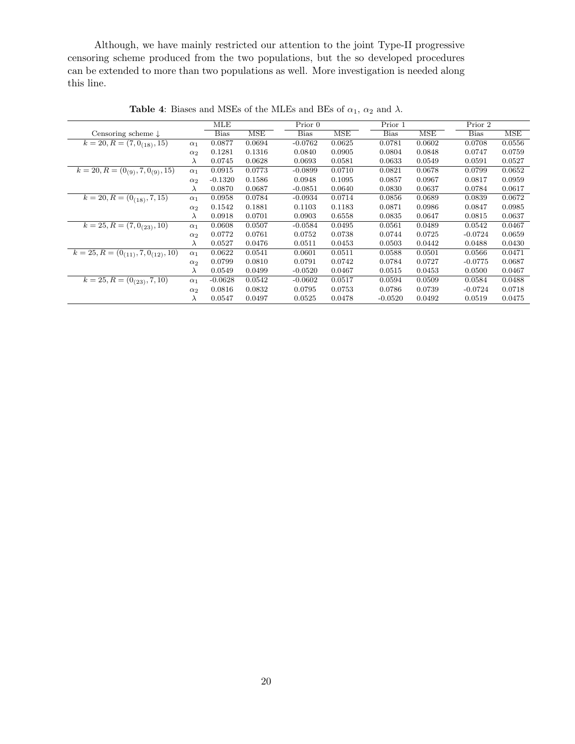Although, we have mainly restricted our attention to the joint Type-II progressive censoring scheme produced from the two populations, but the so developed procedures can be extended to more than two populations as well. More investigation is needed along this line.

**Table 4**: Biases and MSEs of the MLEs and BEs of $\alpha_1$, $\alpha_2$ and $\lambda$.

| | | MLE | | Prior 0 | | Prior 1 | | Prior 2 | |
|---|---|---|---|---|---|---|---|---|---|
| Censoring scheme ↓ | | Bias | MSE | Bias | MSE | Bias | MSE | Bias | MSE |
| $k = 20, R = (7, 0_{(18)}, 15)$ | $\alpha_1$ | 0.0877 | 0.0694 | -0.0762 | 0.0625 | 0.0781 | 0.0602 | 0.0708 | 0.0556 |
| | $\alpha_2$ | 0.1281 | 0.1316 | 0.0840 | 0.0905 | 0.0804 | 0.0848 | 0.0747 | 0.0759 |
| | $\lambda$ | 0.0745 | 0.0628 | 0.0693 | 0.0581 | 0.0633 | 0.0549 | 0.0591 | 0.0527 |
| $k = 20, R = (0_{(9)}, 7, 0_{(9)}, 15)$ | $\alpha_1$ | 0.0915 | 0.0773 | -0.0899 | 0.0710 | 0.0821 | 0.0678 | 0.0799 | 0.0652 |
| | $\alpha_2$ | -0.1320 | 0.1586 | 0.0948 | 0.1095 | 0.0857 | 0.0967 | 0.0817 | 0.0959 |
| | $\lambda$ | 0.0870 | 0.0687 | -0.0851 | 0.0640 | 0.0830 | 0.0637 | 0.0784 | 0.0617 |
| $k = 20, R = (0_{(18)}, 7, 15)$ | $\alpha_1$ | 0.0958 | 0.0784 | -0.0934 | 0.0714 | 0.0856 | 0.0689 | 0.0839 | 0.0672 |
| | $\alpha_2$ | 0.1542 | 0.1881 | 0.1103 | 0.1183 | 0.0871 | 0.0986 | 0.0847 | 0.0985 |
| | $\lambda$ | 0.0918 | 0.0701 | 0.0903 | 0.6558 | 0.0835 | 0.0647 | 0.0815 | 0.0637 |
| $k = 25, R = (7, 0_{(23)}, 10)$ | $\alpha_1$ | 0.0608 | 0.0507 | -0.0584 | 0.0495 | 0.0561 | 0.0489 | 0.0542 | 0.0467 |
| | $\alpha_2$ | 0.0772 | 0.0761 | 0.0752 | 0.0738 | 0.0744 | 0.0725 | -0.0724 | 0.0659 |
| | $\lambda$ | 0.0527 | 0.0476 | 0.0511 | 0.0453 | 0.0503 | 0.0442 | 0.0488 | 0.0430 |
| $k = 25, R = (0_{(11)}, 7, 0_{(12)}, 10)$ | $\alpha_1$ | 0.0622 | 0.0541 | 0.0601 | 0.0511 | 0.0588 | 0.0501 | 0.0566 | 0.0471 |
| | $\alpha_2$ | 0.0799 | 0.0810 | 0.0791 | 0.0742 | 0.0784 | 0.0727 | -0.0775 | 0.0687 |
| | $\lambda$ | 0.0549 | 0.0499 | -0.0520 | 0.0467 | 0.0515 | 0.0453 | 0.0500 | 0.0467 |
| $k = 25, R = (0_{(23)}, 7, 10)$ | $\alpha_1$ | -0.0628 | 0.0542 | -0.0602 | 0.0517 | 0.0594 | 0.0509 | 0.0584 | 0.0488 |
| | $\alpha_2$ | 0.0816 | 0.0832 | 0.0795 | 0.0753 | 0.0786 | 0.0739 | -0.0724 | 0.0718 |
| | $\lambda$ | 0.0547 | 0.0497 | 0.0525 | 0.0478 | -0.0520 | 0.0492 | 0.0519 | 0.0475 |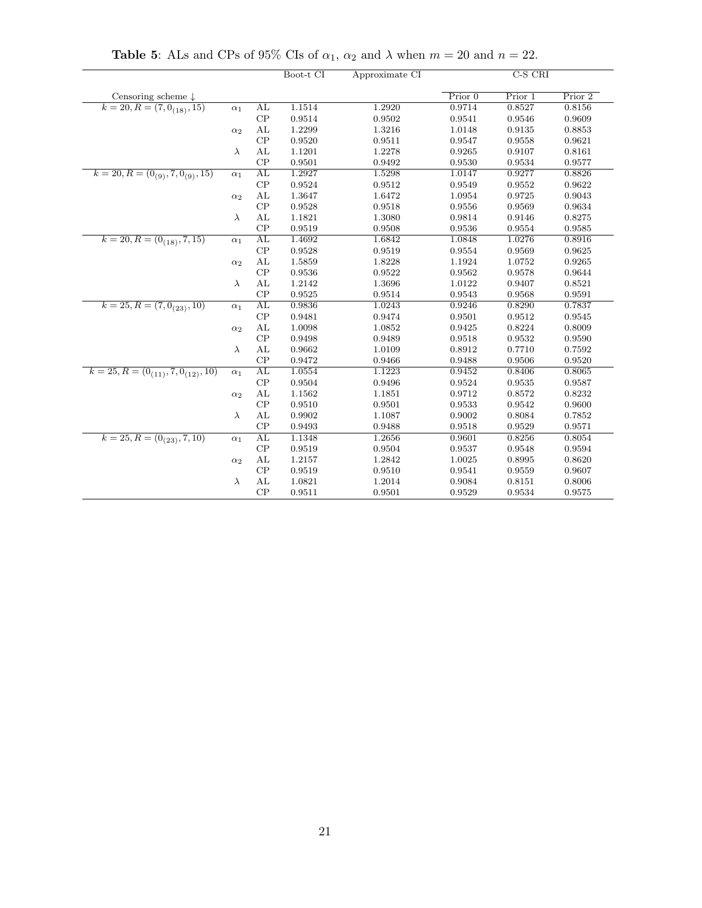**Table 5**: ALs and CPs of 95% CIs of $\alpha_1$, $\alpha_2$ and $\lambda$ when $m = 20$ and $n = 22$.

| | | | Boot-t CI | Approximate CI | C-S CRI | | |
|---|---|---|---|---|---|---|---|
| Censoring scheme ↓ | | | | | Prior 0 | Prior 1 | Prior 2 |
| $k = 20, R = (7, 0_{(18)}, 15)$ | $\alpha_1$ | AL | 1.1514 | 1.2920 | 0.9714 | 0.8527 | 0.8156 |
| | | CP | 0.9514 | 0.9502 | 0.9541 | 0.9546 | 0.9609 |
| | $\alpha_2$ | AL | 1.2299 | 1.3216 | 1.0148 | 0.9135 | 0.8853 |
| | | CP | 0.9520 | 0.9511 | 0.9547 | 0.9558 | 0.9621 |
| | $\lambda$ | AL | 1.1201 | 1.2278 | 0.9265 | 0.9107 | 0.8161 |
| | | CP | 0.9501 | 0.9492 | 0.9530 | 0.9534 | 0.9577 |
| $k = 20, R = (0_{(9)}, 7, 0_{(9)}, 15)$ | $\alpha_1$ | AL | 1.2927 | 1.5298 | 1.0147 | 0.9277 | 0.8826 |
| | | CP | 0.9524 | 0.9512 | 0.9549 | 0.9552 | 0.9622 |
| | $\alpha_2$ | AL | 1.3647 | 1.6472 | 1.0954 | 0.9725 | 0.9043 |
| | | CP | 0.9528 | 0.9518 | 0.9556 | 0.9569 | 0.9634 |
| | $\lambda$ | AL | 1.1821 | 1.3080 | 0.9814 | 0.9146 | 0.8275 |
| | | CP | 0.9519 | 0.9508 | 0.9536 | 0.9554 | 0.9585 |
| $k = 20, R = (0_{(18)}, 7, 15)$ | $\alpha_1$ | AL | 1.4692 | 1.6842 | 1.0848 | 1.0276 | 0.8916 |
| | | CP | 0.9528 | 0.9519 | 0.9554 | 0.9569 | 0.9625 |
| | $\alpha_2$ | AL | 1.5859 | 1.8228 | 1.1924 | 1.0752 | 0.9265 |
| | | CP | 0.9536 | 0.9522 | 0.9562 | 0.9578 | 0.9644 |
| | $\lambda$ | AL | 1.2142 | 1.3696 | 1.0122 | 0.9407 | 0.8521 |
| | | CP | 0.9525 | 0.9514 | 0.9543 | 0.9568 | 0.9591 |
| $k = 25, R = (7, 0_{(23)}, 10)$ | $\alpha_1$ | AL | 0.9836 | 1.0243 | 0.9246 | 0.8290 | 0.7837 |
| | | CP | 0.9481 | 0.9474 | 0.9501 | 0.9512 | 0.9545 |
| | $\alpha_2$ | AL | 1.0098 | 1.0852 | 0.9425 | 0.8224 | 0.8009 |
| | | CP | 0.9498 | 0.9489 | 0.9518 | 0.9532 | 0.9590 |
| | $\lambda$ | AL | 0.9662 | 1.0109 | 0.8912 | 0.7710 | 0.7592 |
| | | CP | 0.9472 | 0.9466 | 0.9488 | 0.9506 | 0.9520 |
| $k = 25, R = (0_{(11)}, 7, 0_{(12)}, 10)$ | $\alpha_1$ | AL | 1.0554 | 1.1223 | 0.9452 | 0.8406 | 0.8065 |
| | | CP | 0.9504 | 0.9496 | 0.9524 | 0.9535 | 0.9587 |
| | $\alpha_2$ | AL | 1.1562 | 1.1851 | 0.9712 | 0.8572 | 0.8232 |
| | | CP | 0.9510 | 0.9501 | 0.9533 | 0.9542 | 0.9600 |
| | $\lambda$ | AL | 0.9902 | 1.1087 | 0.9002 | 0.8084 | 0.7852 |
| | | CP | 0.9493 | 0.9488 | 0.9518 | 0.9529 | 0.9571 |
| $k = 25, R = (0_{(23)}, 7, 10)$ | $\alpha_1$ | AL | 1.1348 | 1.2656 | 0.9601 | 0.8256 | 0.8054 |
| | | CP | 0.9519 | 0.9504 | 0.9537 | 0.9548 | 0.9594 |
| | $\alpha_2$ | AL | 1.2157 | 1.2842 | 1.0025 | 0.8995 | 0.8620 |
| | | CP | 0.9519 | 0.9510 | 0.9541 | 0.9559 | 0.9607 |
| | $\lambda$ | AL | 1.0821 | 1.2014 | 0.9084 | 0.8151 | 0.8006 |
| | | CP | 0.9511 | 0.9501 | 0.9529 | 0.9534 | 0.9575 |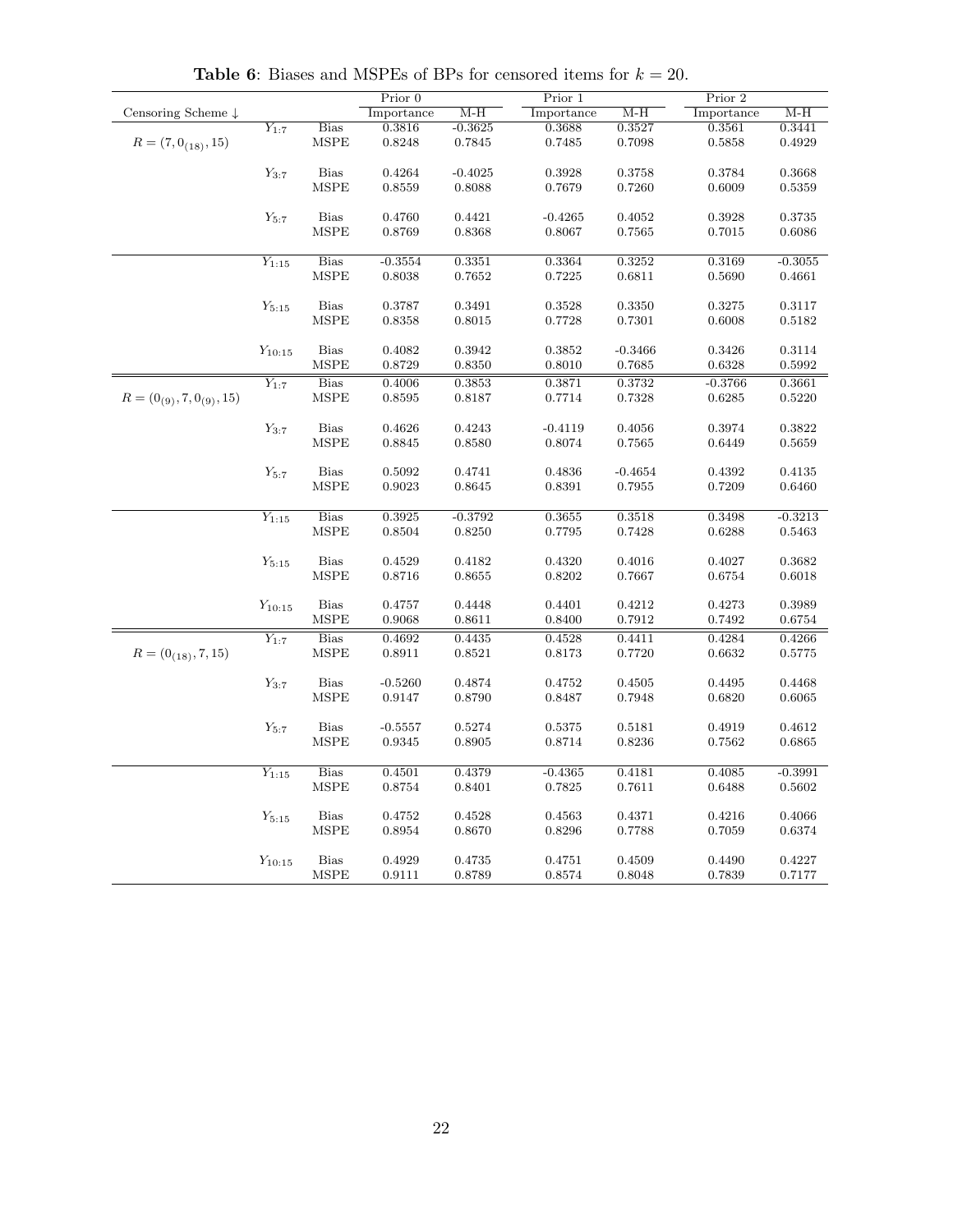**Table 6**: Biases and MSPEs of BPs for censored items for $k = 20$.

| Censoring Scheme ↓ | | | Prior 0 | | Prior 1 | | Prior 2 | |
|---|---|---|---|---|---|---|---|---|
| | | | Importance | M-H | Importance | M-H | Importance | M-H |
| $R = (7, 0_{(18)}, 15)$ | $Y_{1:7}$ | Bias | 0.3816 | -0.3625 | 0.3688 | 0.3527 | 0.3561 | 0.3441 |
| | | MSPE | 0.8248 | 0.7845 | 0.7485 | 0.7098 | 0.5858 | 0.4929 |
| | $Y_{3:7}$ | Bias | 0.4264 | -0.4025 | 0.3928 | 0.3758 | 0.3784 | 0.3668 |
| | | MSPE | 0.8559 | 0.8088 | 0.7679 | 0.7260 | 0.6009 | 0.5359 |
| | $Y_{5:7}$ | Bias | 0.4760 | 0.4421 | -0.4265 | 0.4052 | 0.3928 | 0.3735 |
| | | MSPE | 0.8769 | 0.8368 | 0.8067 | 0.7565 | 0.7015 | 0.6086 |
| | $Y_{1:15}$ | Bias | -0.3554 | 0.3351 | 0.3364 | 0.3252 | 0.3169 | -0.3055 |
| | | MSPE | 0.8038 | 0.7652 | 0.7225 | 0.6811 | 0.5690 | 0.4661 |
| | $Y_{5:15}$ | Bias | 0.3787 | 0.3491 | 0.3528 | 0.3350 | 0.3275 | 0.3117 |
| | | MSPE | 0.8358 | 0.8015 | 0.7728 | 0.7301 | 0.6008 | 0.5182 |
| | $Y_{10:15}$ | Bias | 0.4082 | 0.3942 | 0.3852 | -0.3466 | 0.3426 | 0.3114 |
| | | MSPE | 0.8729 | 0.8350 | 0.8010 | 0.7685 | 0.6328 | 0.5992 |
| $R = (0_{(9)}, 7, 0_{(9)}, 15)$ | $Y_{1:7}$ | Bias | 0.4006 | 0.3853 | 0.3871 | 0.3732 | -0.3766 | 0.3661 |
| | | MSPE | 0.8595 | 0.8187 | 0.7714 | 0.7328 | 0.6285 | 0.5220 |
| | $Y_{3:7}$ | Bias | 0.4626 | 0.4243 | -0.4119 | 0.4056 | 0.3974 | 0.3822 |
| | | MSPE | 0.8845 | 0.8580 | 0.8074 | 0.7565 | 0.6449 | 0.5659 |
| | $Y_{5:7}$ | Bias | 0.5092 | 0.4741 | 0.4836 | -0.4654 | 0.4392 | 0.4135 |
| | | MSPE | 0.9023 | 0.8645 | 0.8391 | 0.7955 | 0.7209 | 0.6460 |
| | $Y_{1:15}$ | Bias | 0.3925 | -0.3792 | 0.3655 | 0.3518 | 0.3498 | -0.3213 |
| | | MSPE | 0.8504 | 0.8250 | 0.7795 | 0.7428 | 0.6288 | 0.5463 |
| | $Y_{5:15}$ | Bias | 0.4529 | 0.4182 | 0.4320 | 0.4016 | 0.4027 | 0.3682 |
| | | MSPE | 0.8716 | 0.8655 | 0.8202 | 0.7667 | 0.6754 | 0.6018 |
| | $Y_{10:15}$ | Bias | 0.4757 | 0.4448 | 0.4401 | 0.4212 | 0.4273 | 0.3989 |
| | | MSPE | 0.9068 | 0.8611 | 0.8400 | 0.7912 | 0.7492 | 0.6754 |
| $R = (0_{(18)}, 7, 15)$ | $Y_{1:7}$ | Bias | 0.4692 | 0.4435 | 0.4528 | 0.4411 | 0.4284 | 0.4266 |
| | | MSPE | 0.8911 | 0.8521 | 0.8173 | 0.7720 | 0.6632 | 0.5775 |
| | $Y_{3:7}$ | Bias | -0.5260 | 0.4874 | 0.4752 | 0.4505 | 0.4495 | 0.4468 |
| | | MSPE | 0.9147 | 0.8790 | 0.8487 | 0.7948 | 0.6820 | 0.6065 |
| | $Y_{5:7}$ | Bias | -0.5557 | 0.5274 | 0.5375 | 0.5181 | 0.4919 | 0.4612 |
| | | MSPE | 0.9345 | 0.8905 | 0.8714 | 0.8236 | 0.7562 | 0.6865 |
| | $Y_{1:15}$ | Bias | 0.4501 | 0.4379 | -0.4365 | 0.4181 | 0.4085 | -0.3991 |
| | | MSPE | 0.8754 | 0.8401 | 0.7825 | 0.7611 | 0.6488 | 0.5602 |
| | $Y_{5:15}$ | Bias | 0.4752 | 0.4528 | 0.4563 | 0.4371 | 0.4216 | 0.4066 |
| | | MSPE | 0.8954 | 0.8670 | 0.8296 | 0.7788 | 0.7059 | 0.6374 |
| | $Y_{10:15}$ | Bias | 0.4929 | 0.4735 | 0.4751 | 0.4509 | 0.4490 | 0.4227 |
| | | MSPE | 0.9111 | 0.8789 | 0.8574 | 0.8048 | 0.7839 | 0.7177 |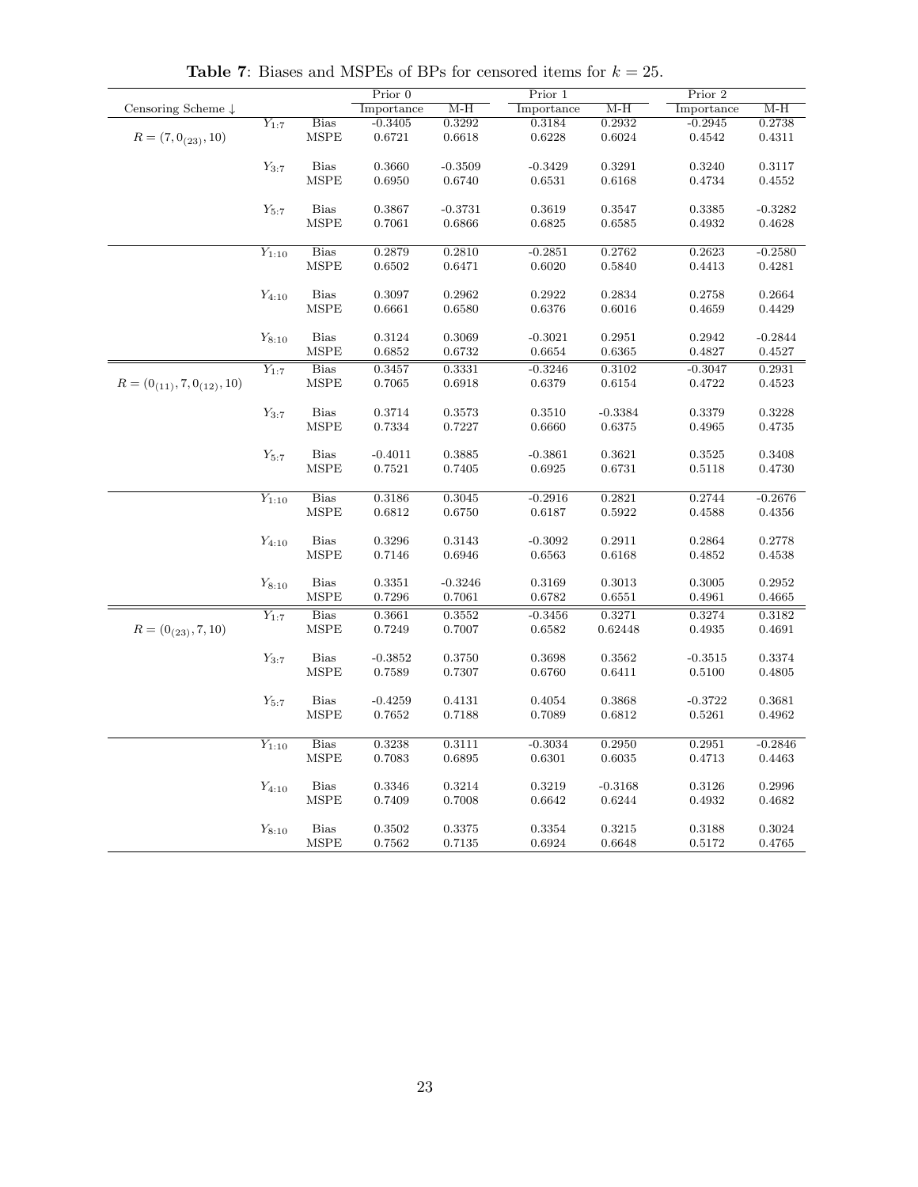**Table 7**: Biases and MSPEs of BPs for censored items for $k = 25$.

| Censoring Scheme ↓ | | | Prior 0 | | Prior 1 | | Prior 2 | |
|---|---|---|---|---|---|---|---|---|
| | | | Importance | M-H | Importance | M-H | Importance | M-H |
| $R = (7, 0_{(23)}, 10)$ | $Y_{1:7}$ | Bias | -0.3405 | 0.3292 | 0.3184 | 0.2932 | -0.2945 | 0.2738 |
| | | MSPE | 0.6721 | 0.6618 | 0.6228 | 0.6024 | 0.4542 | 0.4311 |
| | $Y_{3:7}$ | Bias | 0.3660 | -0.3509 | -0.3429 | 0.3291 | 0.3240 | 0.3117 |
| | | MSPE | 0.6950 | 0.6740 | 0.6531 | 0.6168 | 0.4734 | 0.4552 |
| | $Y_{5:7}$ | Bias | 0.3867 | -0.3731 | 0.3619 | 0.3547 | 0.3385 | -0.3282 |
| | | MSPE | 0.7061 | 0.6866 | 0.6825 | 0.6585 | 0.4932 | 0.4628 |
| | $Y_{1:10}$ | Bias | 0.2879 | 0.2810 | -0.2851 | 0.2762 | 0.2623 | -0.2580 |
| | | MSPE | 0.6502 | 0.6471 | 0.6020 | 0.5840 | 0.4413 | 0.4281 |
| | $Y_{4:10}$ | Bias | 0.3097 | 0.2962 | 0.2922 | 0.2834 | 0.2758 | 0.2664 |
| | | MSPE | 0.6661 | 0.6580 | 0.6376 | 0.6016 | 0.4659 | 0.4429 |
| | $Y_{8:10}$ | Bias | 0.3124 | 0.3069 | -0.3021 | 0.2951 | 0.2942 | -0.2844 |
| | | MSPE | 0.6852 | 0.6732 | 0.6654 | 0.6365 | 0.4827 | 0.4527 |
| $R = (0_{(11)}, 7, 0_{(12)}, 10)$ | $Y_{1:7}$ | Bias | 0.3457 | 0.3331 | -0.3246 | 0.3102 | -0.3047 | 0.2931 |
| | | MSPE | 0.7065 | 0.6918 | 0.6379 | 0.6154 | 0.4722 | 0.4523 |
| | $Y_{3:7}$ | Bias | 0.3714 | 0.3573 | 0.3510 | -0.3384 | 0.3379 | 0.3228 |
| | | MSPE | 0.7334 | 0.7227 | 0.6660 | 0.6375 | 0.4965 | 0.4735 |
| | $Y_{5:7}$ | Bias | -0.4011 | 0.3885 | -0.3861 | 0.3621 | 0.3525 | 0.3408 |
| | | MSPE | 0.7521 | 0.7405 | 0.6925 | 0.6731 | 0.5118 | 0.4730 |
| | $Y_{1:10}$ | Bias | 0.3186 | 0.3045 | -0.2916 | 0.2821 | 0.2744 | -0.2676 |
| | | MSPE | 0.6812 | 0.6750 | 0.6187 | 0.5922 | 0.4588 | 0.4356 |
| | $Y_{4:10}$ | Bias | 0.3296 | 0.3143 | -0.3092 | 0.2911 | 0.2864 | 0.2778 |
| | | MSPE | 0.7146 | 0.6946 | 0.6563 | 0.6168 | 0.4852 | 0.4538 |
| | $Y_{8:10}$ | Bias | 0.3351 | -0.3246 | 0.3169 | 0.3013 | 0.3005 | 0.2952 |
| | | MSPE | 0.7296 | 0.7061 | 0.6782 | 0.6551 | 0.4961 | 0.4665 |
| $R = (0_{(23)}, 7, 10)$ | $Y_{1:7}$ | Bias | 0.3661 | 0.3552 | -0.3456 | 0.3271 | 0.3274 | 0.3182 |
| | | MSPE | 0.7249 | 0.7007 | 0.6582 | 0.62448 | 0.4935 | 0.4691 |
| | $Y_{3:7}$ | Bias | -0.3852 | 0.3750 | 0.3698 | 0.3562 | -0.3515 | 0.3374 |
| | | MSPE | 0.7589 | 0.7307 | 0.6760 | 0.6411 | 0.5100 | 0.4805 |
| | $Y_{5:7}$ | Bias | -0.4259 | 0.4131 | 0.4054 | 0.3868 | -0.3722 | 0.3681 |
| | | MSPE | 0.7652 | 0.7188 | 0.7089 | 0.6812 | 0.5261 | 0.4962 |
| | $Y_{1:10}$ | Bias | 0.3238 | 0.3111 | -0.3034 | 0.2950 | 0.2951 | -0.2846 |
| | | MSPE | 0.7083 | 0.6895 | 0.6301 | 0.6035 | 0.4713 | 0.4463 |
| | $Y_{4:10}$ | Bias | 0.3346 | 0.3214 | 0.3219 | -0.3168 | 0.3126 | 0.2996 |
| | | MSPE | 0.7409 | 0.7008 | 0.6642 | 0.6244 | 0.4932 | 0.4682 |
| | $Y_{8:10}$ | Bias | 0.3502 | 0.3375 | 0.3354 | 0.3215 | 0.3188 | 0.3024 |
| | | MSPE | 0.7562 | 0.7135 | 0.6924 | 0.6648 | 0.5172 | 0.4765 |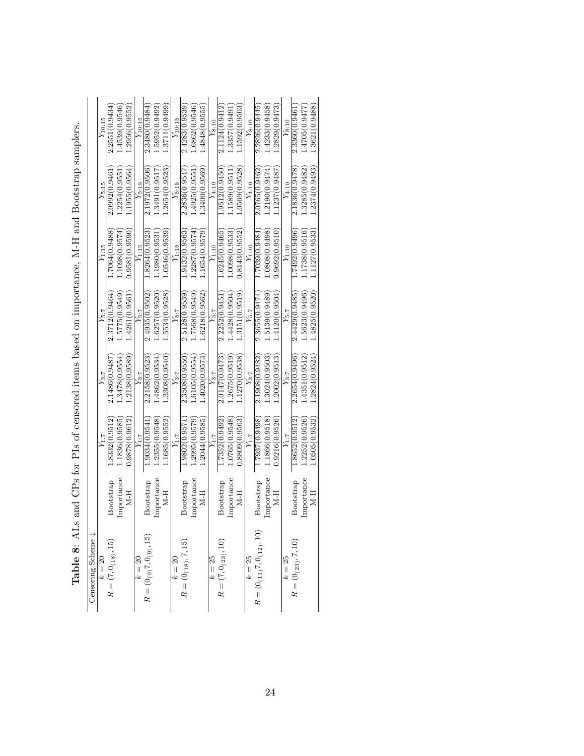**Table 8**: ALs and CPs for PIs of censored items based on importance, M-H and Bootstrap samplers.

| Censoring Scheme ↓ | | | | | | | |
|---|---|---|---|---|---|---|---|
| $k = 20$ | | $Y_{1:7}$ | $Y_{3:7}$ | $Y_{5:7}$ | $Y_{1:15}$ | $Y_{5:15}$ | $Y_{10:15}$ |
| $R = (7, 0_{(18)}, 15)$ | Bootstrap | 1.8332(0.9512) | 2.1486(0.9487) | 2.3712(0.9464) | 1.7064(0.9488) | 2.0992(0.9461) | 2.2551(0.9434) |
| | Importance | 1.1836(0.9585) | 1.3478(0.9554) | 1.5775(0.9549) | 1.1098(0.9574) | 1.2254(0.9551) | 1.4539(0.9546) |
| | M-H | 0.9878(0.9612) | 1.2138(0.9589) | 1.4261(0.9561) | 0.9581(0.9590) | 1.1955(0.9564) | 1.2956(0.9552) |
| $k = 20$ | | $Y_{1:7}$ | $Y_{3:7}$ | $Y_{5:7}$ | $Y_{1:15}$ | $Y_{5:15}$ | $Y_{10:15}$ |
| $R = (0_{(9)} 7, 0_{(9)}, 15)$ | Bootstrap | 1.9034(0.9541) | 2.2158(0.9523) | 2.4935(0.9502) | 1.8264(0.9523) | 2.1972(0.9506) | 2.3480(0.9484) |
| | Importance | 1.2355(0.9548) | 1.4862(0.9534) | 1.6257(0.9520) | 1.1980(0.9531) | 1.3491(0.9517) | 1.5952(0.9492) |
| | M-H | 1.1685(0.9552) | 1.3308(0.9540) | 1.5534(0.9528) | 1.0546(0.9539) | 1.2654(0.9523) | 1.3711(0.9499) |
| $k = 20$ | | $Y_{1:7}$ | $Y_{3:7}$ | $Y_{5:7}$ | $Y_{1:15}$ | $Y_{5:15}$ | $Y_{10:15}$ |
| $R = (0_{(18)}, 7, 15)$ | Bootstrap | 1.9802(0.9571) | 2.3508(0.9550) | 2.5128(0.9539) | 1.9132(0.9563) | 2.2836(0.9547) | 2.4283(0.9539) |
| | Importance | 1.2995(0.9579) | 1.6105(0.9554) | 1.7568(0.9549) | 1.2287(0.9574) | 1.4925(0.9551) | 1.6862(0.9546) |
| | M-H | 1.2044(0.9585) | 1.4020(0.9573) | 1.6218(0.9562) | 1.1654(0.9579) | 1.3400(0.9569) | 1.4848(0.9555) |
| $k = 25$ | | $Y_{1:7}$ | $Y_{3:7}$ | $Y_{5:7}$ | $Y_{1:10}$ | $Y_{4:10}$ | $Y_{8:10}$ |
| $R = (7, 0_{(23)}, 10)$ | Bootstrap | 1.7352(0.9492) | 2.0147(0.9473) | 2.2252(0.9451) | 1.6245(0.9465) | 1.9512(0.9450) | 2.1124(0.9412) |
| | Importance | 1.0765(0.9548) | 1.2675(0.9519) | 1.4428(0.9504) | 1.0098(0.9533) | 1.1589(0.9511) | 1.3357(0.9491) |
| | M-H | 0.8809(0.9563) | 1.1270(0.9538) | 1.3151(0.9519) | 0.8143(0.9552) | 1.0569(0.9528) | 1.1592(0.9503) |
| $k = 25$ | | $Y_{1:7}$ | $Y_{3:7}$ | $Y_{5:7}$ | $Y_{1:10}$ | $Y_{4:10}$ | $Y_{8:10}$ |
| $R = (0_{(11)} 7, 0_{(12)}, 10)$ | Bootstrap | 1.7937(0.9498) | 2.1908(0.9482) | 2.3655(0.9474) | 1.7039(0.9484) | 2.0765(0.9462) | 2.2826(0.9445) |
| | Importance | 1.1866(0.9518) | 1.3024(0.9503) | 1.5139(0.9489) | 1.0808(0.9498) | 1.2190(0.9474) | 1.4233(0.9458) |
| | M-H | 0.9216(0.9526) | 1.2002(0.9513) | 1.4120(0.9504) | 0.9692(0.9510) | 1.1237(0.9487) | 1.2829(0.9473) |
| $k = 25$ | | $Y_{1:7}$ | $Y_{3:7}$ | $Y_{5:7}$ | $Y_{1:10}$ | $Y_{4:10}$ | $Y_{8:10}$ |
| $R = (0_{(23)}, 7, 10)$ | Bootstrap | 1.8652(0.9512) | 2.2654(0.9496) | 2.4429(0.9485) | 1.7492(0.9496) | 2.1836(0.9478) | 2.3360(0.9461) |
| | Importance | 1.2252(0.9526) | 1.4351(0.9512) | 1.5623(0.9496) | 1.1738(0.9516) | 1.3285(0.9482) | 1.4705(0.9477) |
| | M-H | 1.0505(0.9532) | 1.2824(0.9524) | 1.4825(0.9520) | 1.1127(0.9533) | 1.2374(0.9493) | 1.3621(0.9488) |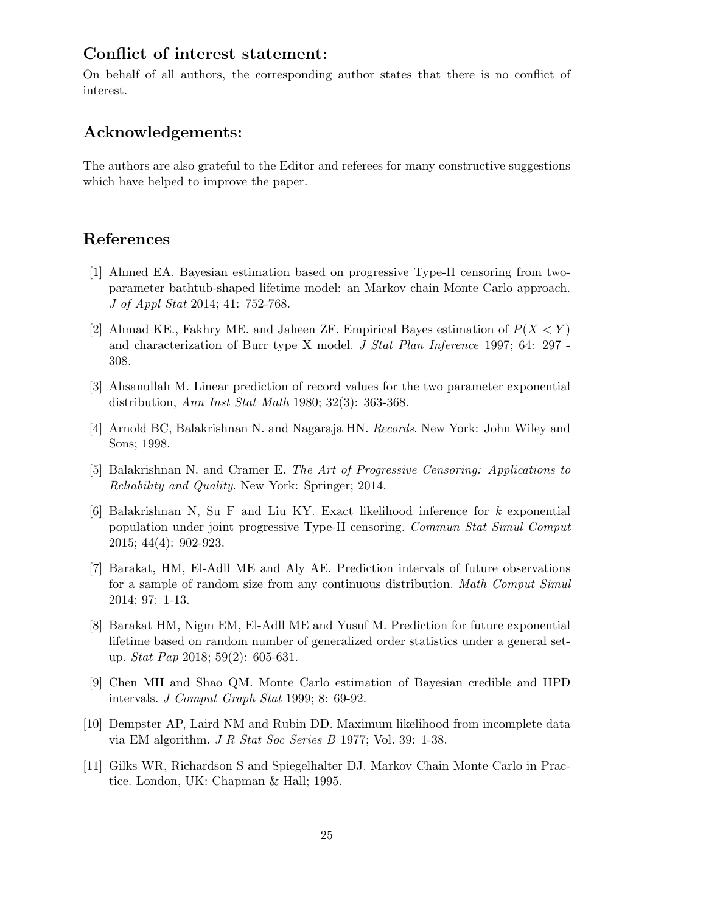## Conflict of interest statement:

On behalf of all authors, the corresponding author states that there is no conflict of interest.

## Acknowledgements:

The authors are also grateful to the Editor and referees for many constructive suggestions which have helped to improve the paper.

## References

[1] Ahmed EA. Bayesian estimation based on progressive Type-II censoring from two-parameter bathtub-shaped lifetime model: an Markov chain Monte Carlo approach. *J of Appl Stat* 2014; 41: 752-768.

[2] Ahmad KE., Fakhry ME. and Jaheen ZF. Empirical Bayes estimation of $P(X < Y)$ and characterization of Burr type X model. *J Stat Plan Inference* 1997; 64: 297 - 308.

[3] Ahsanullah M. Linear prediction of record values for the two parameter exponential distribution, *Ann Inst Stat Math* 1980; 32(3): 363-368.

[4] Arnold BC, Balakrishnan N. and Nagaraja HN. *Records*. New York: John Wiley and Sons; 1998.

[5] Balakrishnan N. and Cramer E. *The Art of Progressive Censoring: Applications to Reliability and Quality*. New York: Springer; 2014.

[6] Balakrishnan N, Su F and Liu KY. Exact likelihood inference for $k$ exponential population under joint progressive Type-II censoring. *Commun Stat Simul Comput* 2015; 44(4): 902-923.

[7] Barakat, HM, El-Adll ME and Aly AE. Prediction intervals of future observations for a sample of random size from any continuous distribution. *Math Comput Simul* 2014; 97: 1-13.

[8] Barakat HM, Nigm EM, El-Adll ME and Yusuf M. Prediction for future exponential lifetime based on random number of generalized order statistics under a general set-up. *Stat Pap* 2018; 59(2): 605-631.

[9] Chen MH and Shao QM. Monte Carlo estimation of Bayesian credible and HPD intervals. *J Comput Graph Stat* 1999; 8: 69-92.

[10] Dempster AP, Laird NM and Rubin DD. Maximum likelihood from incomplete data via EM algorithm. *J R Stat Soc Series B* 1977; Vol. 39: 1-38.

[11] Gilks WR, Richardson S and Spiegelhalter DJ. Markov Chain Monte Carlo in Practice. London, UK: Chapman & Hall; 1995.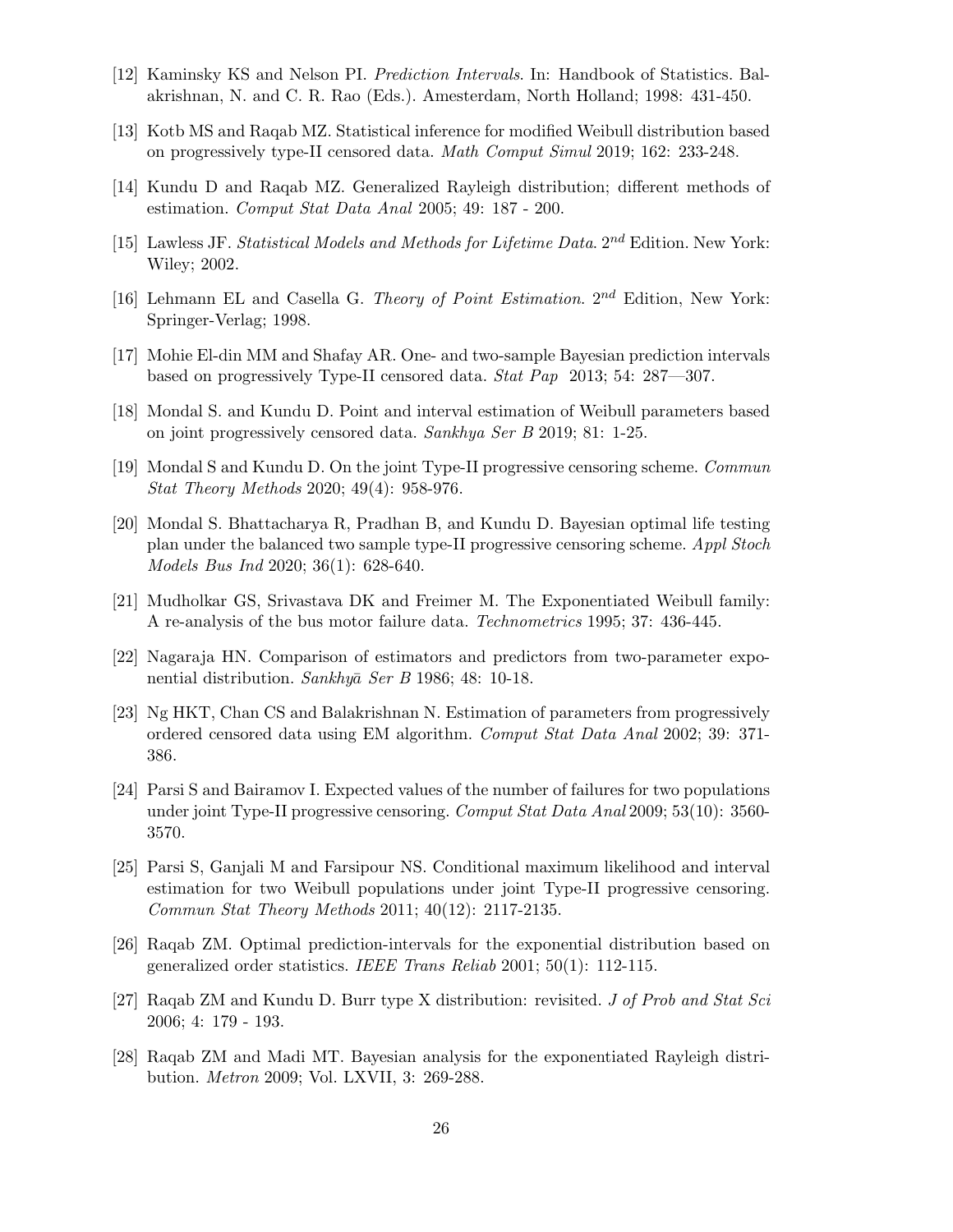[12] Kaminsky KS and Nelson PI. *Prediction Intervals*. In: Handbook of Statistics. Balakrishnan, N. and C. R. Rao (Eds.). Amesterdam, North Holland; 1998: 431-450.

[13] Kotb MS and Raqab MZ. Statistical inference for modified Weibull distribution based on progressively type-II censored data. *Math Comput Simul* 2019; 162: 233-248.

[14] Kundu D and Raqab MZ. Generalized Rayleigh distribution; different methods of estimation. *Comput Stat Data Anal* 2005; 49: 187 - 200.

[15] Lawless JF. *Statistical Models and Methods for Lifetime Data*. $2^{nd}$ Edition. New York: Wiley; 2002.

[16] Lehmann EL and Casella G. *Theory of Point Estimation*. $2^{nd}$ Edition, New York: Springer-Verlag; 1998.

[17] Mohie El-din MM and Shafay AR. One- and two-sample Bayesian prediction intervals based on progressively Type-II censored data. *Stat Pap* 2013; 54: 287—307.

[18] Mondal S. and Kundu D. Point and interval estimation of Weibull parameters based on joint progressively censored data. *Sankhya Ser B* 2019; 81: 1-25.

[19] Mondal S and Kundu D. On the joint Type-II progressive censoring scheme. *Commun Stat Theory Methods* 2020; 49(4): 958-976.

[20] Mondal S. Bhattacharya R, Pradhan B, and Kundu D. Bayesian optimal life testing plan under the balanced two sample type-II progressive censoring scheme. *Appl Stoch Models Bus Ind* 2020; 36(1): 628-640.

[21] Mudholkar GS, Srivastava DK and Freimer M. The Exponentiated Weibull family: A re-analysis of the bus motor failure data. *Technometrics* 1995; 37: 436-445.

[22] Nagaraja HN. Comparison of estimators and predictors from two-parameter exponential distribution. *Sankhyā Ser B* 1986; 48: 10-18.

[23] Ng HKT, Chan CS and Balakrishnan N. Estimation of parameters from progressively ordered censored data using EM algorithm. *Comput Stat Data Anal* 2002; 39: 371-386.

[24] Parsi S and Bairamov I. Expected values of the number of failures for two populations under joint Type-II progressive censoring. *Comput Stat Data Anal* 2009; 53(10): 3560-3570.

[25] Parsi S, Ganjali M and Farsipour NS. Conditional maximum likelihood and interval estimation for two Weibull populations under joint Type-II progressive censoring. *Commun Stat Theory Methods* 2011; 40(12): 2117-2135.

[26] Raqab ZM. Optimal prediction-intervals for the exponential distribution based on generalized order statistics. *IEEE Trans Reliab* 2001; 50(1): 112-115.

[27] Raqab ZM and Kundu D. Burr type X distribution: revisited. *J of Prob and Stat Sci* 2006; 4: 179 - 193.

[28] Raqab ZM and Madi MT. Bayesian analysis for the exponentiated Rayleigh distribution. *Metron* 2009; Vol. LXVII, 3: 269-288.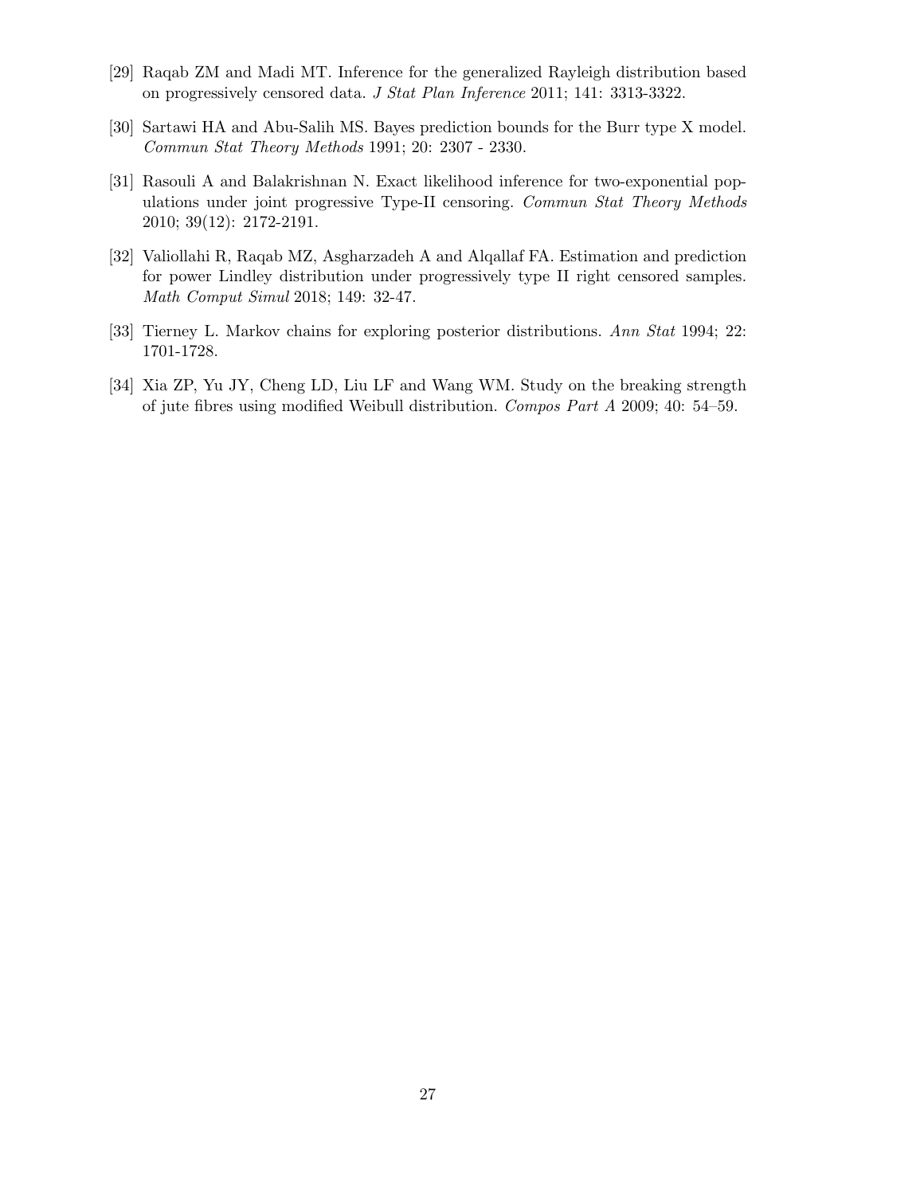[29] Raqab ZM and Madi MT. Inference for the generalized Rayleigh distribution based on progressively censored data. *J Stat Plan Inference* 2011; 141: 3313-3322.

[30] Sartawi HA and Abu-Salih MS. Bayes prediction bounds for the Burr type X model. *Commun Stat Theory Methods* 1991; 20: 2307 - 2330.

[31] Rasouli A and Balakrishnan N. Exact likelihood inference for two-exponential populations under joint progressive Type-II censoring. *Commun Stat Theory Methods* 2010; 39(12): 2172-2191.

[32] Valiollahi R, Raqab MZ, Asgharzadeh A and Alqallaf FA. Estimation and prediction for power Lindley distribution under progressively type II right censored samples. *Math Comput Simul* 2018; 149: 32-47.

[33] Tierney L. Markov chains for exploring posterior distributions. *Ann Stat* 1994; 22: 1701-1728.

[34] Xia ZP, Yu JY, Cheng LD, Liu LF and Wang WM. Study on the breaking strength of jute fibres using modified Weibull distribution. *Compos Part A* 2009; 40: 54–59.